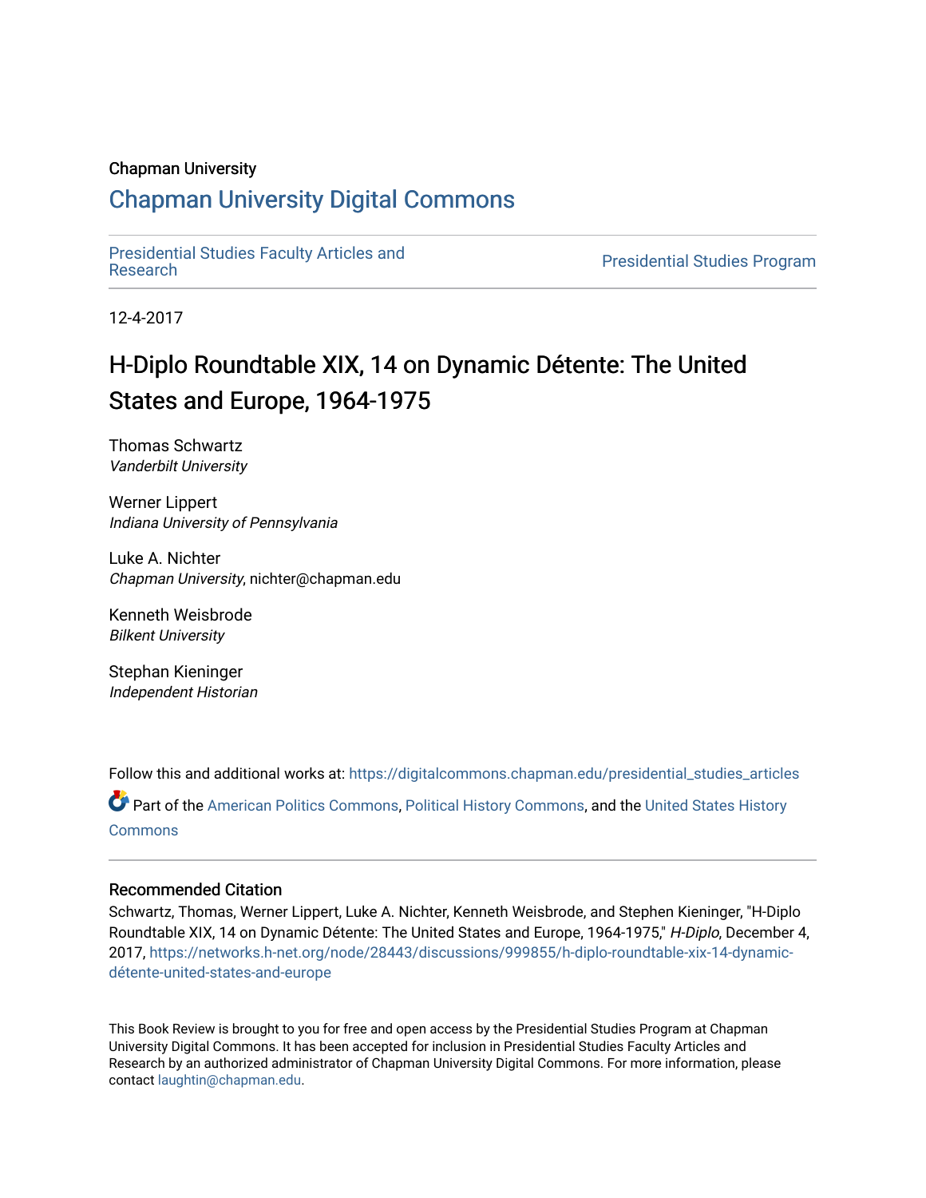Chapman University

# Chapman University Digital Commons

Presidential Studies Faculty Articles and Research

Presidential Studies Program

12-4-2017

## H-Diplo Roundtable XIX, 14 on Dynamic Détente: The United States and Europe, 1964-1975

Thomas Schwartz
*Vanderbilt University*

Werner Lippert
*Indiana University of Pennsylvania*

Luke A. Nichter
*Chapman University*, nichter@chapman.edu

Kenneth Weisbrode
*Bilkent University*

Stephan Kieninger
*Independent Historian*

Follow this and additional works at: https://digitalcommons.chapman.edu/presidential_studies_articles

Part of the American Politics Commons, Political History Commons, and the United States History Commons

### Recommended Citation

Schwartz, Thomas, Werner Lippert, Luke A. Nichter, Kenneth Weisbrode, and Stephen Kieninger, "H-Diplo Roundtable XIX, 14 on Dynamic Détente: The United States and Europe, 1964-1975," *H-Diplo*, December 4, 2017, https://networks.h-net.org/node/28443/discussions/999855/h-diplo-roundtable-xix-14-dynamic-détente-united-states-and-europe

This Book Review is brought to you for free and open access by the Presidential Studies Program at Chapman University Digital Commons. It has been accepted for inclusion in Presidential Studies Faculty Articles and Research by an authorized administrator of Chapman University Digital Commons. For more information, please contact laughtin@chapman.edu.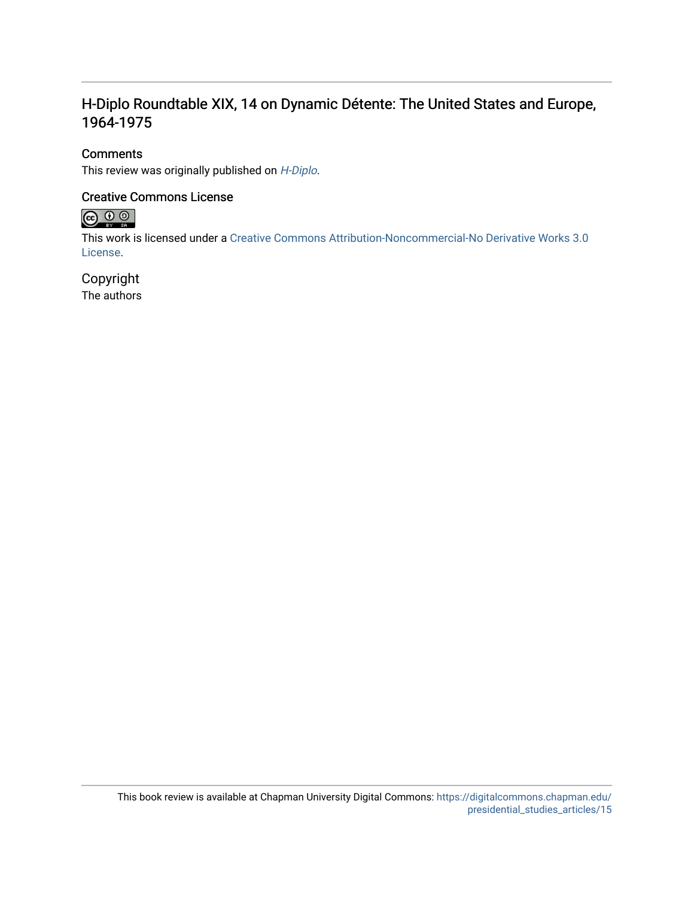## H-Diplo Roundtable XIX, 14 on Dynamic Détente: The United States and Europe, 1964-1975

### Comments

This review was originally published on *H-Diplo*.

### Creative Commons License

This work is licensed under a Creative Commons Attribution-Noncommercial-No Derivative Works 3.0 License.

### Copyright

The authors

This book review is available at Chapman University Digital Commons: https://digitalcommons.chapman.edu/presidential_studies_articles/15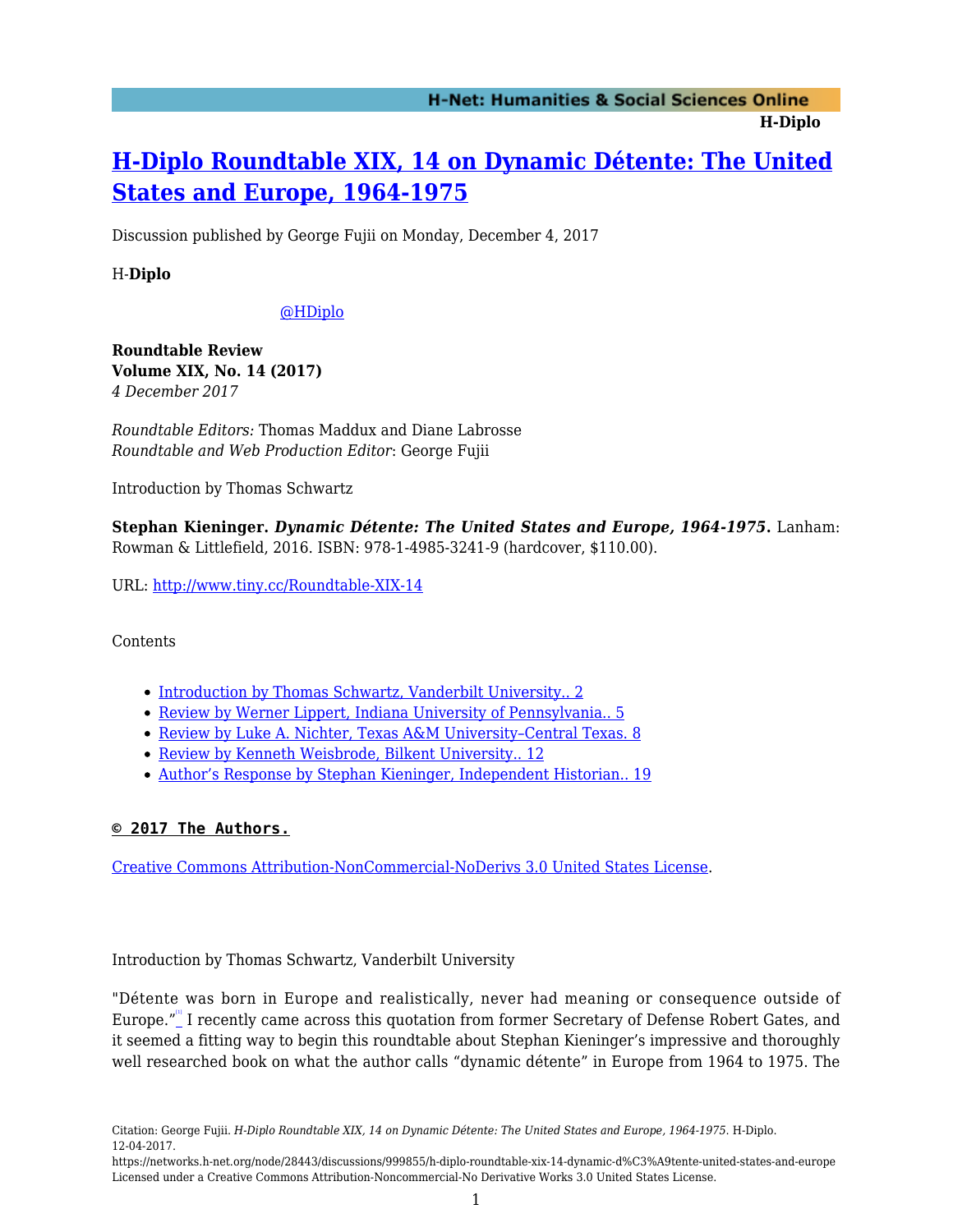# [H-Diplo Roundtable XIX, 14 on Dynamic Détente: The United States and Europe, 1964-1975](https://networks.h-net.org/node/28443/discussions/999855/h-diplo-roundtable-xix-14-dynamic-d%C3%A9tente-united-states-and-europe)

Discussion published by George Fujii on Monday, December 4, 2017

H-**Diplo**

[@HDiplo](https://twitter.com/HDiplo)

**Roundtable Review**
**Volume XIX, No. 14 (2017)**
*4 December 2017*

*Roundtable Editors:* Thomas Maddux and Diane Labrosse
*Roundtable and Web Production Editor*: George Fujii

Introduction by Thomas Schwartz

**Stephan Kieninger.** ***Dynamic Détente: The United States and Europe, 1964-1975.*** Lanham: Rowman & Littlefield, 2016. ISBN: 978-1-4985-3241-9 (hardcover, $110.00).

URL: [http://www.tiny.cc/Roundtable-XIX-14](http://www.tiny.cc/Roundtable-XIX-14)

Contents

- Introduction by Thomas Schwartz, Vanderbilt University.. 2
- Review by Werner Lippert, Indiana University of Pennsylvania.. 5
- Review by Luke A. Nichter, Texas A&M University–Central Texas. 8
- Review by Kenneth Weisbrode, Bilkent University.. 12
- Author's Response by Stephan Kieninger, Independent Historian.. 19

**© 2017 The Authors.**

Creative Commons Attribution-NonCommercial-NoDerivs 3.0 United States License.

Introduction by Thomas Schwartz, Vanderbilt University

"Détente was born in Europe and realistically, never had meaning or consequence outside of Europe."[1] I recently came across this quotation from former Secretary of Defense Robert Gates, and it seemed a fitting way to begin this roundtable about Stephan Kieninger's impressive and thoroughly well researched book on what the author calls "dynamic détente" in Europe from 1964 to 1975. The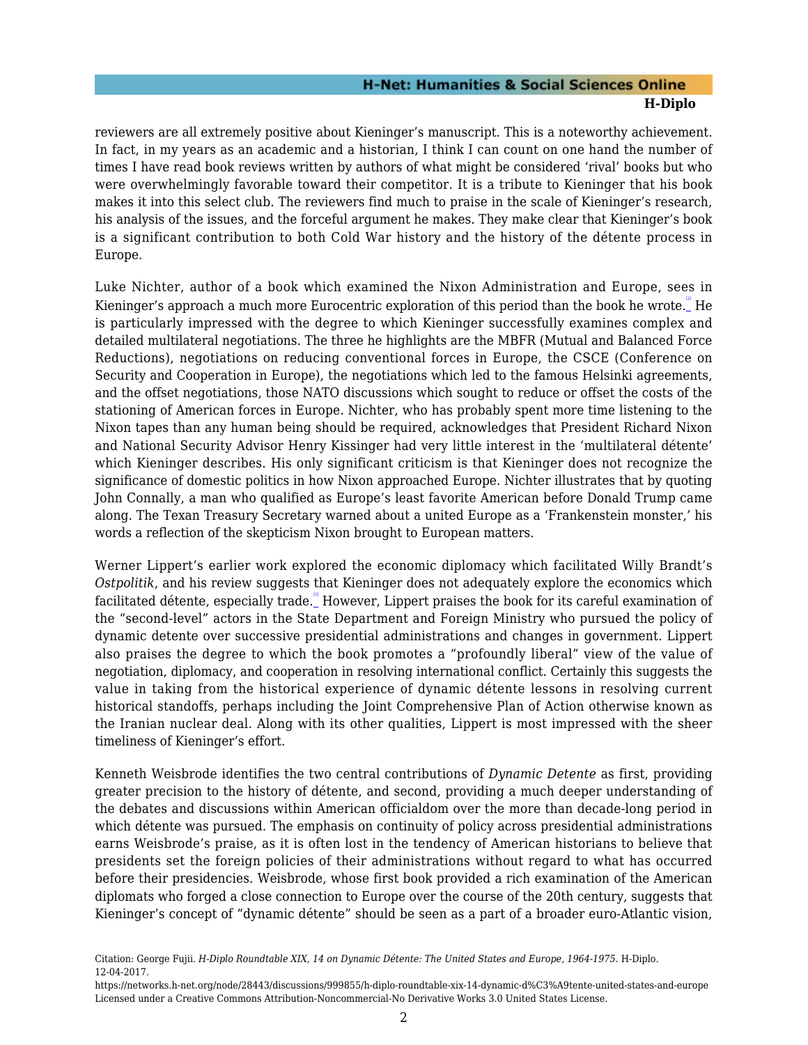reviewers are all extremely positive about Kieninger's manuscript. This is a noteworthy achievement. In fact, in my years as an academic and a historian, I think I can count on one hand the number of times I have read book reviews written by authors of what might be considered 'rival' books but who were overwhelmingly favorable toward their competitor. It is a tribute to Kieninger that his book makes it into this select club. The reviewers find much to praise in the scale of Kieninger's research, his analysis of the issues, and the forceful argument he makes. They make clear that Kieninger's book is a significant contribution to both Cold War history and the history of the détente process in Europe.

Luke Nichter, author of a book which examined the Nixon Administration and Europe, sees in Kieninger's approach a much more Eurocentric exploration of this period than the book he wrote.[2] He is particularly impressed with the degree to which Kieninger successfully examines complex and detailed multilateral negotiations. The three he highlights are the MBFR (Mutual and Balanced Force Reductions), negotiations on reducing conventional forces in Europe, the CSCE (Conference on Security and Cooperation in Europe), the negotiations which led to the famous Helsinki agreements, and the offset negotiations, those NATO discussions which sought to reduce or offset the costs of the stationing of American forces in Europe. Nichter, who has probably spent more time listening to the Nixon tapes than any human being should be required, acknowledges that President Richard Nixon and National Security Advisor Henry Kissinger had very little interest in the 'multilateral détente' which Kieninger describes. His only significant criticism is that Kieninger does not recognize the significance of domestic politics in how Nixon approached Europe. Nichter illustrates that by quoting John Connally, a man who qualified as Europe's least favorite American before Donald Trump came along. The Texan Treasury Secretary warned about a united Europe as a 'Frankenstein monster,' his words a reflection of the skepticism Nixon brought to European matters.

Werner Lippert's earlier work explored the economic diplomacy which facilitated Willy Brandt's *Ostpolitik*, and his review suggests that Kieninger does not adequately explore the economics which facilitated détente, especially trade.[3] However, Lippert praises the book for its careful examination of the "second-level" actors in the State Department and Foreign Ministry who pursued the policy of dynamic detente over successive presidential administrations and changes in government. Lippert also praises the degree to which the book promotes a "profoundly liberal" view of the value of negotiation, diplomacy, and cooperation in resolving international conflict. Certainly this suggests the value in taking from the historical experience of dynamic détente lessons in resolving current historical standoffs, perhaps including the Joint Comprehensive Plan of Action otherwise known as the Iranian nuclear deal. Along with its other qualities, Lippert is most impressed with the sheer timeliness of Kieninger's effort.

Kenneth Weisbrode identifies the two central contributions of *Dynamic Detente* as first, providing greater precision to the history of détente, and second, providing a much deeper understanding of the debates and discussions within American officialdom over the more than decade-long period in which détente was pursued. The emphasis on continuity of policy across presidential administrations earns Weisbrode's praise, as it is often lost in the tendency of American historians to believe that presidents set the foreign policies of their administrations without regard to what has occurred before their presidencies. Weisbrode, whose first book provided a rich examination of the American diplomats who forged a close connection to Europe over the course of the 20th century, suggests that Kieninger's concept of "dynamic détente" should be seen as a part of a broader euro-Atlantic vision,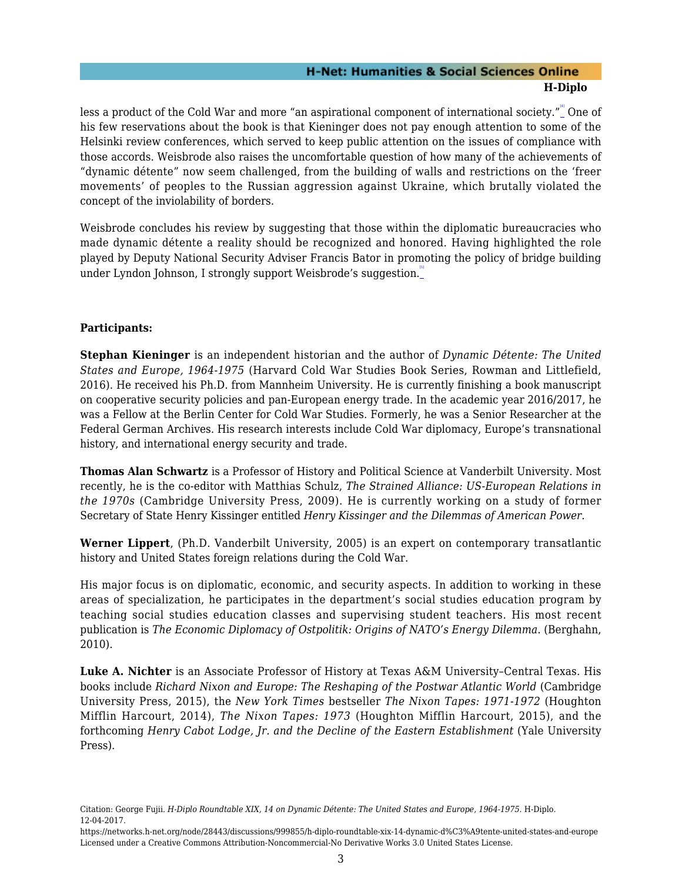less a product of the Cold War and more "an aspirational component of international society."[4] One of his few reservations about the book is that Kieninger does not pay enough attention to some of the Helsinki review conferences, which served to keep public attention on the issues of compliance with those accords. Weisbrode also raises the uncomfortable question of how many of the achievements of "dynamic détente" now seem challenged, from the building of walls and restrictions on the 'freer movements' of peoples to the Russian aggression against Ukraine, which brutally violated the concept of the inviolability of borders.

Weisbrode concludes his review by suggesting that those within the diplomatic bureaucracies who made dynamic détente a reality should be recognized and honored. Having highlighted the role played by Deputy National Security Adviser Francis Bator in promoting the policy of bridge building under Lyndon Johnson, I strongly support Weisbrode's suggestion.[5]

**Participants:**

**Stephan Kieninger** is an independent historian and the author of *Dynamic Détente: The United States and Europe, 1964-1975* (Harvard Cold War Studies Book Series, Rowman and Littlefield, 2016). He received his Ph.D. from Mannheim University. He is currently finishing a book manuscript on cooperative security policies and pan-European energy trade. In the academic year 2016/2017, he was a Fellow at the Berlin Center for Cold War Studies. Formerly, he was a Senior Researcher at the Federal German Archives. His research interests include Cold War diplomacy, Europe's transnational history, and international energy security and trade.

**Thomas Alan Schwartz** is a Professor of History and Political Science at Vanderbilt University. Most recently, he is the co-editor with Matthias Schulz, *The Strained Alliance: US-European Relations in the 1970s* (Cambridge University Press, 2009). He is currently working on a study of former Secretary of State Henry Kissinger entitled *Henry Kissinger and the Dilemmas of American Power.*

**Werner Lippert**, (Ph.D. Vanderbilt University, 2005) is an expert on contemporary transatlantic history and United States foreign relations during the Cold War.

His major focus is on diplomatic, economic, and security aspects. In addition to working in these areas of specialization, he participates in the department's social studies education program by teaching social studies education classes and supervising student teachers. His most recent publication is *The Economic Diplomacy of Ostpolitik: Origins of NATO's Energy Dilemma.* (Berghahn, 2010).

**Luke A. Nichter** is an Associate Professor of History at Texas A&M University–Central Texas. His books include *Richard Nixon and Europe: The Reshaping of the Postwar Atlantic World* (Cambridge University Press, 2015), the *New York Times* bestseller *The Nixon Tapes: 1971-1972* (Houghton Mifflin Harcourt, 2014), *The Nixon Tapes: 1973* (Houghton Mifflin Harcourt, 2015), and the forthcoming *Henry Cabot Lodge, Jr. and the Decline of the Eastern Establishment* (Yale University Press).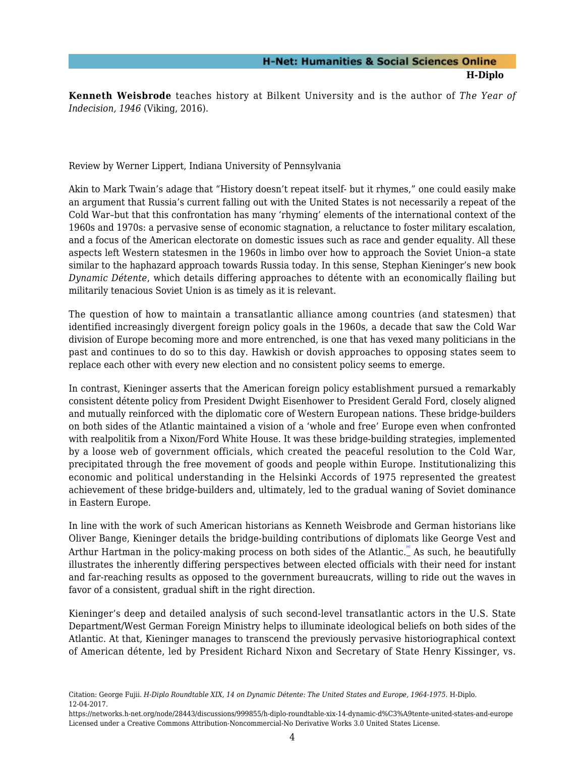**Kenneth Weisbrode** teaches history at Bilkent University and is the author of *The Year of Indecision, 1946* (Viking, 2016).

Review by Werner Lippert, Indiana University of Pennsylvania

Akin to Mark Twain's adage that "History doesn't repeat itself- but it rhymes," one could easily make an argument that Russia's current falling out with the United States is not necessarily a repeat of the Cold War–but that this confrontation has many 'rhyming' elements of the international context of the 1960s and 1970s: a pervasive sense of economic stagnation, a reluctance to foster military escalation, and a focus of the American electorate on domestic issues such as race and gender equality. All these aspects left Western statesmen in the 1960s in limbo over how to approach the Soviet Union–a state similar to the haphazard approach towards Russia today. In this sense, Stephan Kieninger's new book *Dynamic Détente*, which details differing approaches to détente with an economically flailing but militarily tenacious Soviet Union is as timely as it is relevant.

The question of how to maintain a transatlantic alliance among countries (and statesmen) that identified increasingly divergent foreign policy goals in the 1960s, a decade that saw the Cold War division of Europe becoming more and more entrenched, is one that has vexed many politicians in the past and continues to do so to this day. Hawkish or dovish approaches to opposing states seem to replace each other with every new election and no consistent policy seems to emerge.

In contrast, Kieninger asserts that the American foreign policy establishment pursued a remarkably consistent détente policy from President Dwight Eisenhower to President Gerald Ford, closely aligned and mutually reinforced with the diplomatic core of Western European nations. These bridge-builders on both sides of the Atlantic maintained a vision of a 'whole and free' Europe even when confronted with realpolitik from a Nixon/Ford White House. It was these bridge-building strategies, implemented by a loose web of government officials, which created the peaceful resolution to the Cold War, precipitated through the free movement of goods and people within Europe. Institutionalizing this economic and political understanding in the Helsinki Accords of 1975 represented the greatest achievement of these bridge-builders and, ultimately, led to the gradual waning of Soviet dominance in Eastern Europe.

In line with the work of such American historians as Kenneth Weisbrode and German historians like Oliver Bange, Kieninger details the bridge-building contributions of diplomats like George Vest and Arthur Hartman in the policy-making process on both sides of the Atlantic.[6] As such, he beautifully illustrates the inherently differing perspectives between elected officials with their need for instant and far-reaching results as opposed to the government bureaucrats, willing to ride out the waves in favor of a consistent, gradual shift in the right direction.

Kieninger's deep and detailed analysis of such second-level transatlantic actors in the U.S. State Department/West German Foreign Ministry helps to illuminate ideological beliefs on both sides of the Atlantic. At that, Kieninger manages to transcend the previously pervasive historiographical context of American détente, led by President Richard Nixon and Secretary of State Henry Kissinger, vs.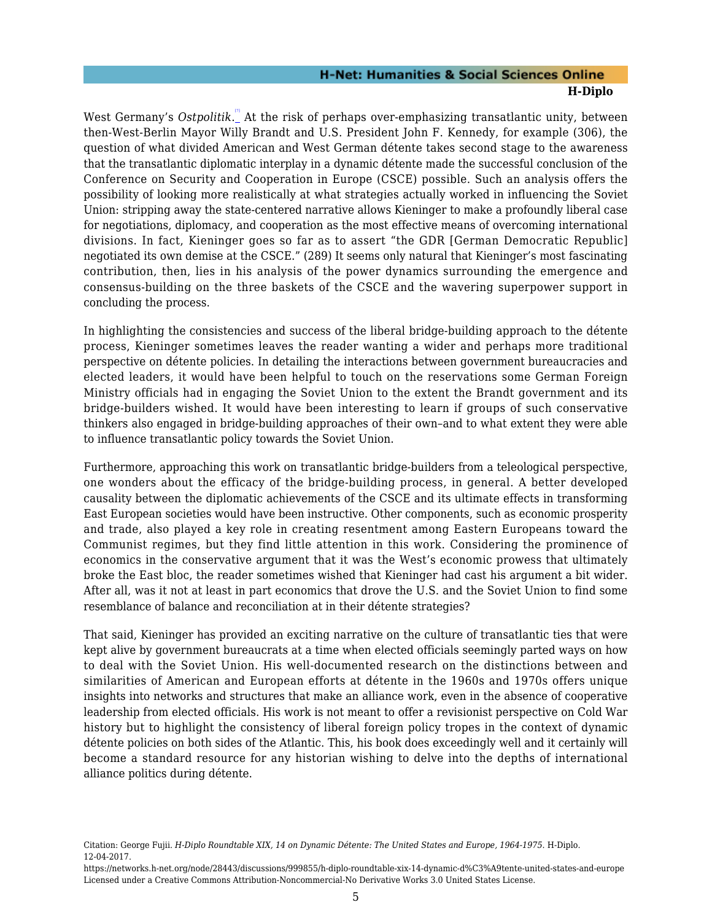West Germany's *Ostpolitik*.[7] At the risk of perhaps over-emphasizing transatlantic unity, between then-West-Berlin Mayor Willy Brandt and U.S. President John F. Kennedy, for example (306), the question of what divided American and West German détente takes second stage to the awareness that the transatlantic diplomatic interplay in a dynamic détente made the successful conclusion of the Conference on Security and Cooperation in Europe (CSCE) possible. Such an analysis offers the possibility of looking more realistically at what strategies actually worked in influencing the Soviet Union: stripping away the state-centered narrative allows Kieninger to make a profoundly liberal case for negotiations, diplomacy, and cooperation as the most effective means of overcoming international divisions. In fact, Kieninger goes so far as to assert "the GDR [German Democratic Republic] negotiated its own demise at the CSCE." (289) It seems only natural that Kieninger's most fascinating contribution, then, lies in his analysis of the power dynamics surrounding the emergence and consensus-building on the three baskets of the CSCE and the wavering superpower support in concluding the process.

In highlighting the consistencies and success of the liberal bridge-building approach to the détente process, Kieninger sometimes leaves the reader wanting a wider and perhaps more traditional perspective on détente policies. In detailing the interactions between government bureaucracies and elected leaders, it would have been helpful to touch on the reservations some German Foreign Ministry officials had in engaging the Soviet Union to the extent the Brandt government and its bridge-builders wished. It would have been interesting to learn if groups of such conservative thinkers also engaged in bridge-building approaches of their own–and to what extent they were able to influence transatlantic policy towards the Soviet Union.

Furthermore, approaching this work on transatlantic bridge-builders from a teleological perspective, one wonders about the efficacy of the bridge-building process, in general. A better developed causality between the diplomatic achievements of the CSCE and its ultimate effects in transforming East European societies would have been instructive. Other components, such as economic prosperity and trade, also played a key role in creating resentment among Eastern Europeans toward the Communist regimes, but they find little attention in this work. Considering the prominence of economics in the conservative argument that it was the West's economic prowess that ultimately broke the East bloc, the reader sometimes wished that Kieninger had cast his argument a bit wider. After all, was it not at least in part economics that drove the U.S. and the Soviet Union to find some resemblance of balance and reconciliation at in their détente strategies?

That said, Kieninger has provided an exciting narrative on the culture of transatlantic ties that were kept alive by government bureaucrats at a time when elected officials seemingly parted ways on how to deal with the Soviet Union. His well-documented research on the distinctions between and similarities of American and European efforts at détente in the 1960s and 1970s offers unique insights into networks and structures that make an alliance work, even in the absence of cooperative leadership from elected officials. His work is not meant to offer a revisionist perspective on Cold War history but to highlight the consistency of liberal foreign policy tropes in the context of dynamic détente policies on both sides of the Atlantic. This, his book does exceedingly well and it certainly will become a standard resource for any historian wishing to delve into the depths of international alliance politics during détente.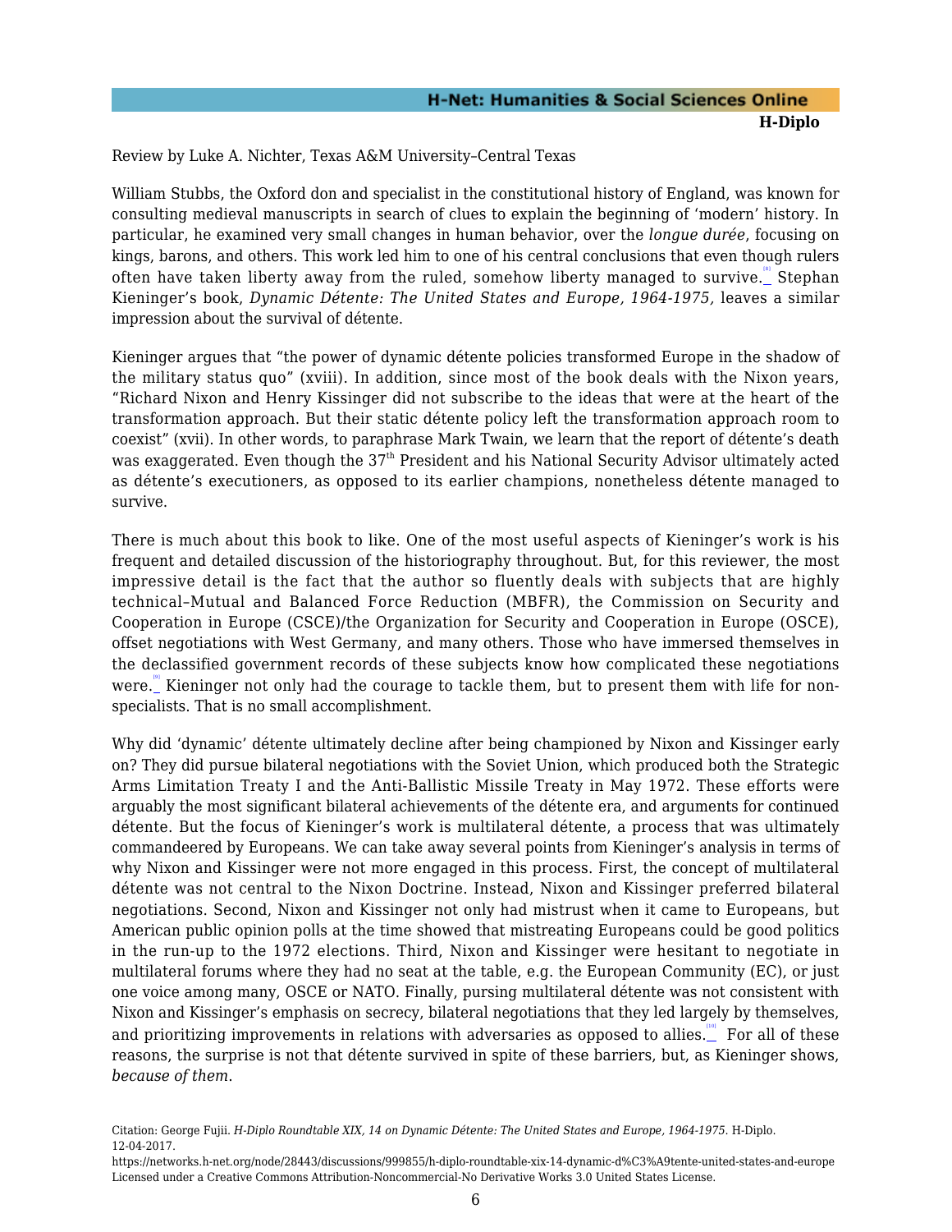Review by Luke A. Nichter, Texas A&M University–Central Texas

William Stubbs, the Oxford don and specialist in the constitutional history of England, was known for consulting medieval manuscripts in search of clues to explain the beginning of 'modern' history. In particular, he examined very small changes in human behavior, over the *longue durée*, focusing on kings, barons, and others. This work led him to one of his central conclusions that even though rulers often have taken liberty away from the ruled, somehow liberty managed to survive.[8] Stephan Kieninger's book, *Dynamic Détente: The United States and Europe, 1964-1975,* leaves a similar impression about the survival of détente.

Kieninger argues that "the power of dynamic détente policies transformed Europe in the shadow of the military status quo" (xviii). In addition, since most of the book deals with the Nixon years, "Richard Nixon and Henry Kissinger did not subscribe to the ideas that were at the heart of the transformation approach. But their static détente policy left the transformation approach room to coexist" (xvii). In other words, to paraphrase Mark Twain, we learn that the report of détente's death was exaggerated. Even though the 37th President and his National Security Advisor ultimately acted as détente's executioners, as opposed to its earlier champions, nonetheless détente managed to survive.

There is much about this book to like. One of the most useful aspects of Kieninger's work is his frequent and detailed discussion of the historiography throughout. But, for this reviewer, the most impressive detail is the fact that the author so fluently deals with subjects that are highly technical–Mutual and Balanced Force Reduction (MBFR), the Commission on Security and Cooperation in Europe (CSCE)/the Organization for Security and Cooperation in Europe (OSCE), offset negotiations with West Germany, and many others. Those who have immersed themselves in the declassified government records of these subjects know how complicated these negotiations were.[9] Kieninger not only had the courage to tackle them, but to present them with life for non-specialists. That is no small accomplishment.

Why did 'dynamic' détente ultimately decline after being championed by Nixon and Kissinger early on? They did pursue bilateral negotiations with the Soviet Union, which produced both the Strategic Arms Limitation Treaty I and the Anti-Ballistic Missile Treaty in May 1972. These efforts were arguably the most significant bilateral achievements of the détente era, and arguments for continued détente. But the focus of Kieninger's work is multilateral détente, a process that was ultimately commandeered by Europeans. We can take away several points from Kieninger's analysis in terms of why Nixon and Kissinger were not more engaged in this process. First, the concept of multilateral détente was not central to the Nixon Doctrine. Instead, Nixon and Kissinger preferred bilateral negotiations. Second, Nixon and Kissinger not only had mistrust when it came to Europeans, but American public opinion polls at the time showed that mistreating Europeans could be good politics in the run-up to the 1972 elections. Third, Nixon and Kissinger were hesitant to negotiate in multilateral forums where they had no seat at the table, e.g. the European Community (EC), or just one voice among many, OSCE or NATO. Finally, pursuing multilateral détente was not consistent with Nixon and Kissinger's emphasis on secrecy, bilateral negotiations that they led largely by themselves, and prioritizing improvements in relations with adversaries as opposed to allies.[10] For all of these reasons, the surprise is not that détente survived in spite of these barriers, but, as Kieninger shows, *because of them*.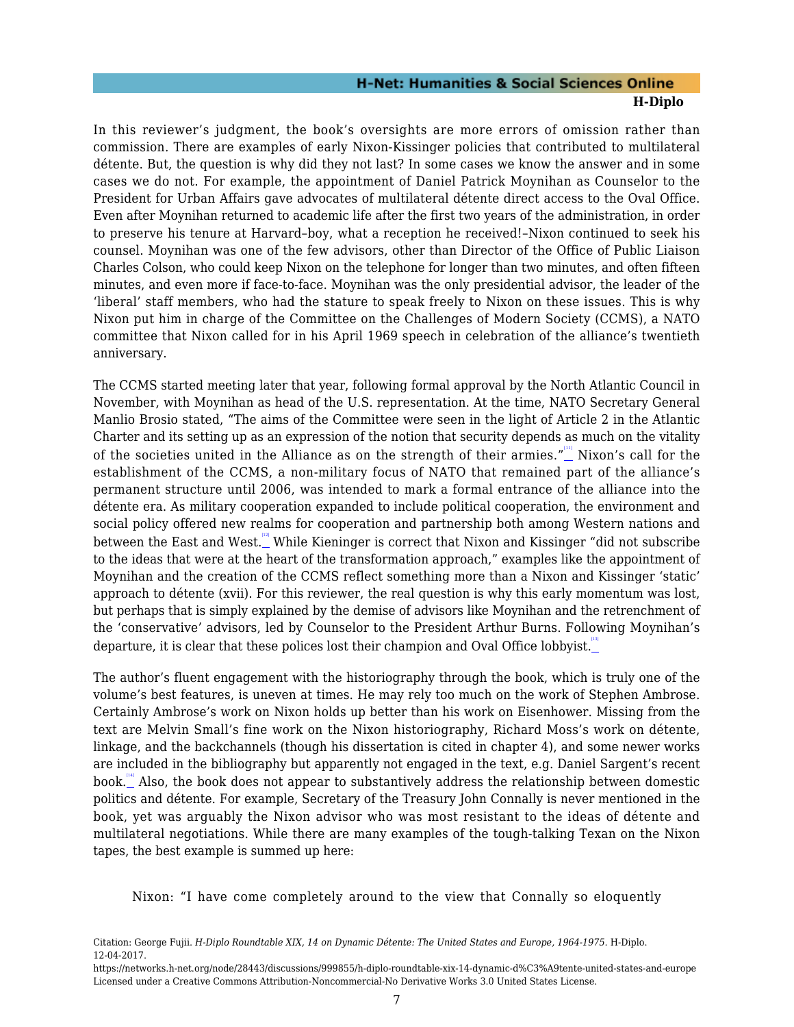In this reviewer's judgment, the book's oversights are more errors of omission rather than commission. There are examples of early Nixon-Kissinger policies that contributed to multilateral détente. But, the question is why did they not last? In some cases we know the answer and in some cases we do not. For example, the appointment of Daniel Patrick Moynihan as Counselor to the President for Urban Affairs gave advocates of multilateral détente direct access to the Oval Office. Even after Moynihan returned to academic life after the first two years of the administration, in order to preserve his tenure at Harvard–boy, what a reception he received!–Nixon continued to seek his counsel. Moynihan was one of the few advisors, other than Director of the Office of Public Liaison Charles Colson, who could keep Nixon on the telephone for longer than two minutes, and often fifteen minutes, and even more if face-to-face. Moynihan was the only presidential advisor, the leader of the 'liberal' staff members, who had the stature to speak freely to Nixon on these issues. This is why Nixon put him in charge of the Committee on the Challenges of Modern Society (CCMS), a NATO committee that Nixon called for in his April 1969 speech in celebration of the alliance's twentieth anniversary.

The CCMS started meeting later that year, following formal approval by the North Atlantic Council in November, with Moynihan as head of the U.S. representation. At the time, NATO Secretary General Manlio Brosio stated, "The aims of the Committee were seen in the light of Article 2 in the Atlantic Charter and its setting up as an expression of the notion that security depends as much on the vitality of the societies united in the Alliance as on the strength of their armies."[11] Nixon's call for the establishment of the CCMS, a non-military focus of NATO that remained part of the alliance's permanent structure until 2006, was intended to mark a formal entrance of the alliance into the détente era. As military cooperation expanded to include political cooperation, the environment and social policy offered new realms for cooperation and partnership both among Western nations and between the East and West.[12] While Kieninger is correct that Nixon and Kissinger "did not subscribe to the ideas that were at the heart of the transformation approach," examples like the appointment of Moynihan and the creation of the CCMS reflect something more than a Nixon and Kissinger 'static' approach to détente (xvii). For this reviewer, the real question is why this early momentum was lost, but perhaps that is simply explained by the demise of advisors like Moynihan and the retrenchment of the 'conservative' advisors, led by Counselor to the President Arthur Burns. Following Moynihan's departure, it is clear that these polices lost their champion and Oval Office lobbyist.[13]

The author's fluent engagement with the historiography through the book, which is truly one of the volume's best features, is uneven at times. He may rely too much on the work of Stephen Ambrose. Certainly Ambrose's work on Nixon holds up better than his work on Eisenhower. Missing from the text are Melvin Small's fine work on the Nixon historiography, Richard Moss's work on détente, linkage, and the backchannels (though his dissertation is cited in chapter 4), and some newer works are included in the bibliography but apparently not engaged in the text, e.g. Daniel Sargent's recent book.[14] Also, the book does not appear to substantively address the relationship between domestic politics and détente. For example, Secretary of the Treasury John Connally is never mentioned in the book, yet was arguably the Nixon advisor who was most resistant to the ideas of détente and multilateral negotiations. While there are many examples of the tough-talking Texan on the Nixon tapes, the best example is summed up here:

> Nixon: "I have come completely around to the view that Connally so eloquently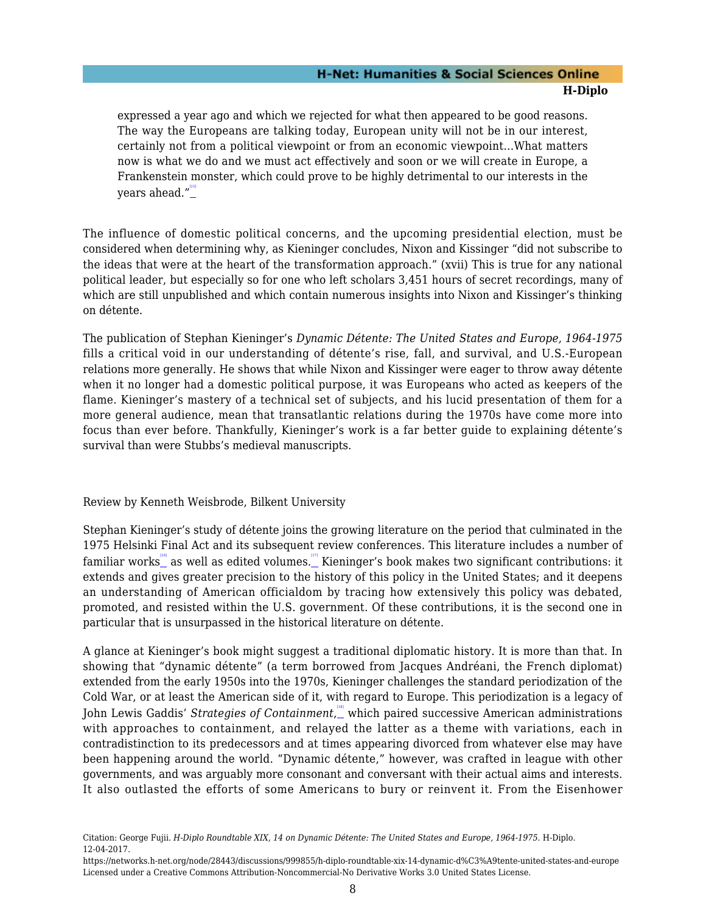> expressed a year ago and which we rejected for what then appeared to be good reasons. The way the Europeans are talking today, European unity will not be in our interest, certainly not from a political viewpoint or from an economic viewpoint...What matters now is what we do and we must act effectively and soon or we will create in Europe, a Frankenstein monster, which could prove to be highly detrimental to our interests in the years ahead."[15]

The influence of domestic political concerns, and the upcoming presidential election, must be considered when determining why, as Kieninger concludes, Nixon and Kissinger "did not subscribe to the ideas that were at the heart of the transformation approach." (xvii) This is true for any national political leader, but especially so for one who left scholars 3,451 hours of secret recordings, many of which are still unpublished and which contain numerous insights into Nixon and Kissinger's thinking on détente.

The publication of Stephan Kieninger's *Dynamic Détente: The United States and Europe, 1964-1975* fills a critical void in our understanding of détente's rise, fall, and survival, and U.S.-European relations more generally. He shows that while Nixon and Kissinger were eager to throw away détente when it no longer had a domestic political purpose, it was Europeans who acted as keepers of the flame. Kieninger's mastery of a technical set of subjects, and his lucid presentation of them for a more general audience, mean that transatlantic relations during the 1970s have come more into focus than ever before. Thankfully, Kieninger's work is a far better guide to explaining détente's survival than were Stubbs's medieval manuscripts.

Review by Kenneth Weisbrode, Bilkent University

Stephan Kieninger's study of détente joins the growing literature on the period that culminated in the 1975 Helsinki Final Act and its subsequent review conferences. This literature includes a number of familiar works[16] as well as edited volumes.[17] Kieninger's book makes two significant contributions: it extends and gives greater precision to the history of this policy in the United States; and it deepens an understanding of American officialdom by tracing how extensively this policy was debated, promoted, and resisted within the U.S. government. Of these contributions, it is the second one in particular that is unsurpassed in the historical literature on détente.

A glance at Kieninger's book might suggest a traditional diplomatic history. It is more than that. In showing that "dynamic détente" (a term borrowed from Jacques Andréani, the French diplomat) extended from the early 1950s into the 1970s, Kieninger challenges the standard periodization of the Cold War, or at least the American side of it, with regard to Europe. This periodization is a legacy of John Lewis Gaddis' *Strategies of Containment*,[18] which paired successive American administrations with approaches to containment, and relayed the latter as a theme with variations, each in contradistinction to its predecessors and at times appearing divorced from whatever else may have been happening around the world. "Dynamic détente," however, was crafted in league with other governments, and was arguably more consonant and conversant with their actual aims and interests. It also outlasted the efforts of some Americans to bury or reinvent it. From the Eisenhower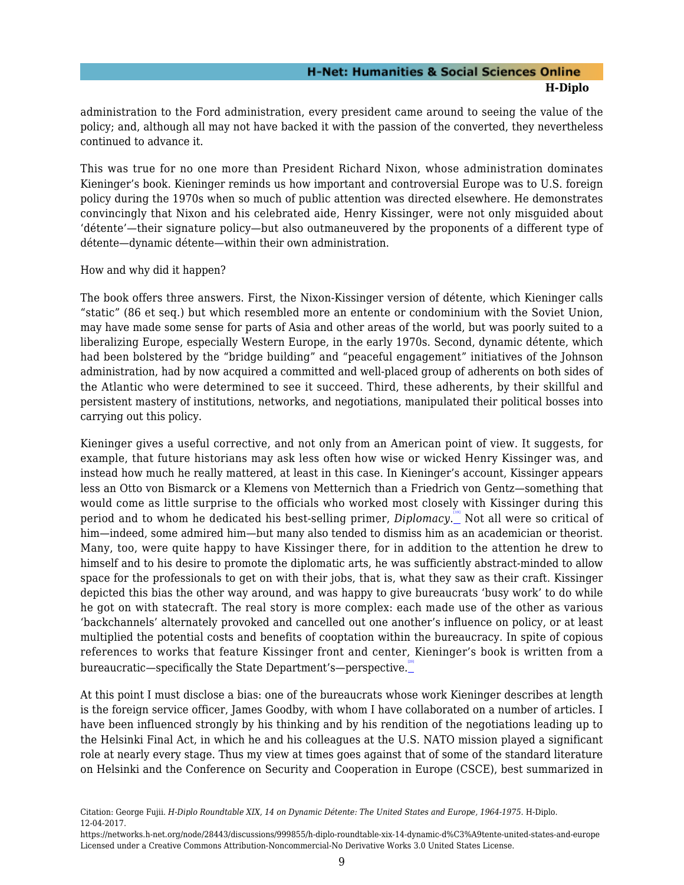administration to the Ford administration, every president came around to seeing the value of the policy; and, although all may not have backed it with the passion of the converted, they nevertheless continued to advance it.

This was true for no one more than President Richard Nixon, whose administration dominates Kieninger's book. Kieninger reminds us how important and controversial Europe was to U.S. foreign policy during the 1970s when so much of public attention was directed elsewhere. He demonstrates convincingly that Nixon and his celebrated aide, Henry Kissinger, were not only misguided about 'détente'—their signature policy—but also outmaneuvered by the proponents of a different type of détente—dynamic détente—within their own administration.

How and why did it happen?

The book offers three answers. First, the Nixon-Kissinger version of détente, which Kieninger calls "static" (86 et seq.) but which resembled more an entente or condominium with the Soviet Union, may have made some sense for parts of Asia and other areas of the world, but was poorly suited to a liberalizing Europe, especially Western Europe, in the early 1970s. Second, dynamic détente, which had been bolstered by the "bridge building" and "peaceful engagement" initiatives of the Johnson administration, had by now acquired a committed and well-placed group of adherents on both sides of the Atlantic who were determined to see it succeed. Third, these adherents, by their skillful and persistent mastery of institutions, networks, and negotiations, manipulated their political bosses into carrying out this policy.

Kieninger gives a useful corrective, and not only from an American point of view. It suggests, for example, that future historians may ask less often how wise or wicked Henry Kissinger was, and instead how much he really mattered, at least in this case. In Kieninger's account, Kissinger appears less an Otto von Bismarck or a Klemens von Metternich than a Friedrich von Gentz—something that would come as little surprise to the officials who worked most closely with Kissinger during this period and to whom he dedicated his best-selling primer, *Diplomacy*.[19] Not all were so critical of him—indeed, some admired him—but many also tended to dismiss him as an academician or theorist. Many, too, were quite happy to have Kissinger there, for in addition to the attention he drew to himself and to his desire to promote the diplomatic arts, he was sufficiently abstract-minded to allow space for the professionals to get on with their jobs, that is, what they saw as their craft. Kissinger depicted this bias the other way around, and was happy to give bureaucrats 'busy work' to do while he got on with statecraft. The real story is more complex: each made use of the other as various 'backchannels' alternately provoked and cancelled out one another's influence on policy, or at least multiplied the potential costs and benefits of cooptation within the bureaucracy. In spite of copious references to works that feature Kissinger front and center, Kieninger's book is written from a bureaucratic—specifically the State Department's—perspective.[20]

At this point I must disclose a bias: one of the bureaucrats whose work Kieninger describes at length is the foreign service officer, James Goodby, with whom I have collaborated on a number of articles. I have been influenced strongly by his thinking and by his rendition of the negotiations leading up to the Helsinki Final Act, in which he and his colleagues at the U.S. NATO mission played a significant role at nearly every stage. Thus my view at times goes against that of some of the standard literature on Helsinki and the Conference on Security and Cooperation in Europe (CSCE), best summarized in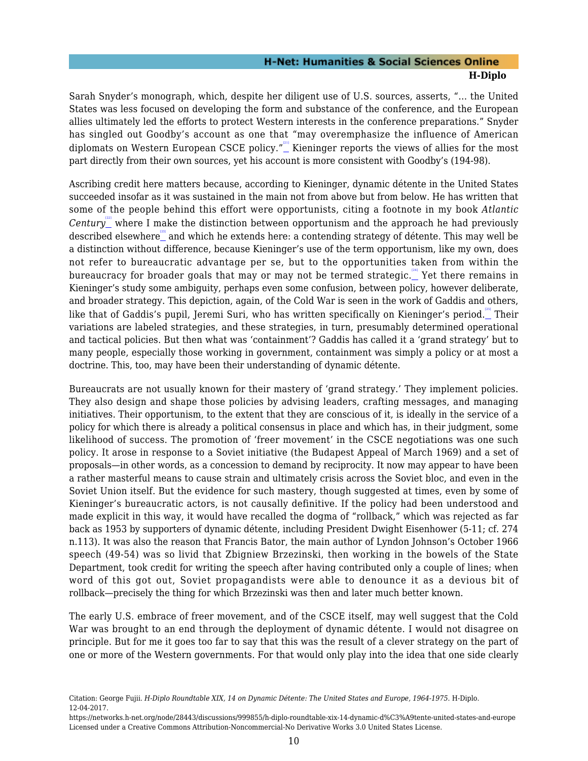Sarah Snyder's monograph, which, despite her diligent use of U.S. sources, asserts, "... the United States was less focused on developing the form and substance of the conference, and the European allies ultimately led the efforts to protect Western interests in the conference preparations." Snyder has singled out Goodby's account as one that "may overemphasize the influence of American diplomats on Western European CSCE policy."[21] Kieninger reports the views of allies for the most part directly from their own sources, yet his account is more consistent with Goodby's (194-98).

Ascribing credit here matters because, according to Kieninger, dynamic détente in the United States succeeded insofar as it was sustained in the main not from above but from below. He has written that some of the people behind this effort were opportunists, citing a footnote in my book *Atlantic Century*[22] where I make the distinction between opportunism and the approach he had previously described elsewhere[23] and which he extends here: a contending strategy of détente. This may well be a distinction without difference, because Kieninger's use of the term opportunism, like my own, does not refer to bureaucratic advantage per se, but to the opportunities taken from within the bureaucracy for broader goals that may or may not be termed strategic.[24] Yet there remains in Kieninger's study some ambiguity, perhaps even some confusion, between policy, however deliberate, and broader strategy. This depiction, again, of the Cold War is seen in the work of Gaddis and others, like that of Gaddis's pupil, Jeremi Suri, who has written specifically on Kieninger's period.[25] Their variations are labeled strategies, and these strategies, in turn, presumably determined operational and tactical policies. But then what was 'containment'? Gaddis has called it a 'grand strategy' but to many people, especially those working in government, containment was simply a policy or at most a doctrine. This, too, may have been their understanding of dynamic détente.

Bureaucrats are not usually known for their mastery of 'grand strategy.' They implement policies. They also design and shape those policies by advising leaders, crafting messages, and managing initiatives. Their opportunism, to the extent that they are conscious of it, is ideally in the service of a policy for which there is already a political consensus in place and which has, in their judgment, some likelihood of success. The promotion of 'freer movement' in the CSCE negotiations was one such policy. It arose in response to a Soviet initiative (the Budapest Appeal of March 1969) and a set of proposals—in other words, as a concession to demand by reciprocity. It now may appear to have been a rather masterful means to cause strain and ultimately crisis across the Soviet bloc, and even in the Soviet Union itself. But the evidence for such mastery, though suggested at times, even by some of Kieninger's bureaucratic actors, is not causally definitive. If the policy had been understood and made explicit in this way, it would have recalled the dogma of "rollback," which was rejected as far back as 1953 by supporters of dynamic détente, including President Dwight Eisenhower (5-11; cf. 274 n.113). It was also the reason that Francis Bator, the main author of Lyndon Johnson's October 1966 speech (49-54) was so livid that Zbigniew Brzezinski, then working in the bowels of the State Department, took credit for writing the speech after having contributed only a couple of lines; when word of this got out, Soviet propagandists were able to denounce it as a devious bit of rollback—precisely the thing for which Brzezinski was then and later much better known.

The early U.S. embrace of freer movement, and of the CSCE itself, may well suggest that the Cold War was brought to an end through the deployment of dynamic détente. I would not disagree on principle. But for me it goes too far to say that this was the result of a clever strategy on the part of one or more of the Western governments. For that would only play into the idea that one side clearly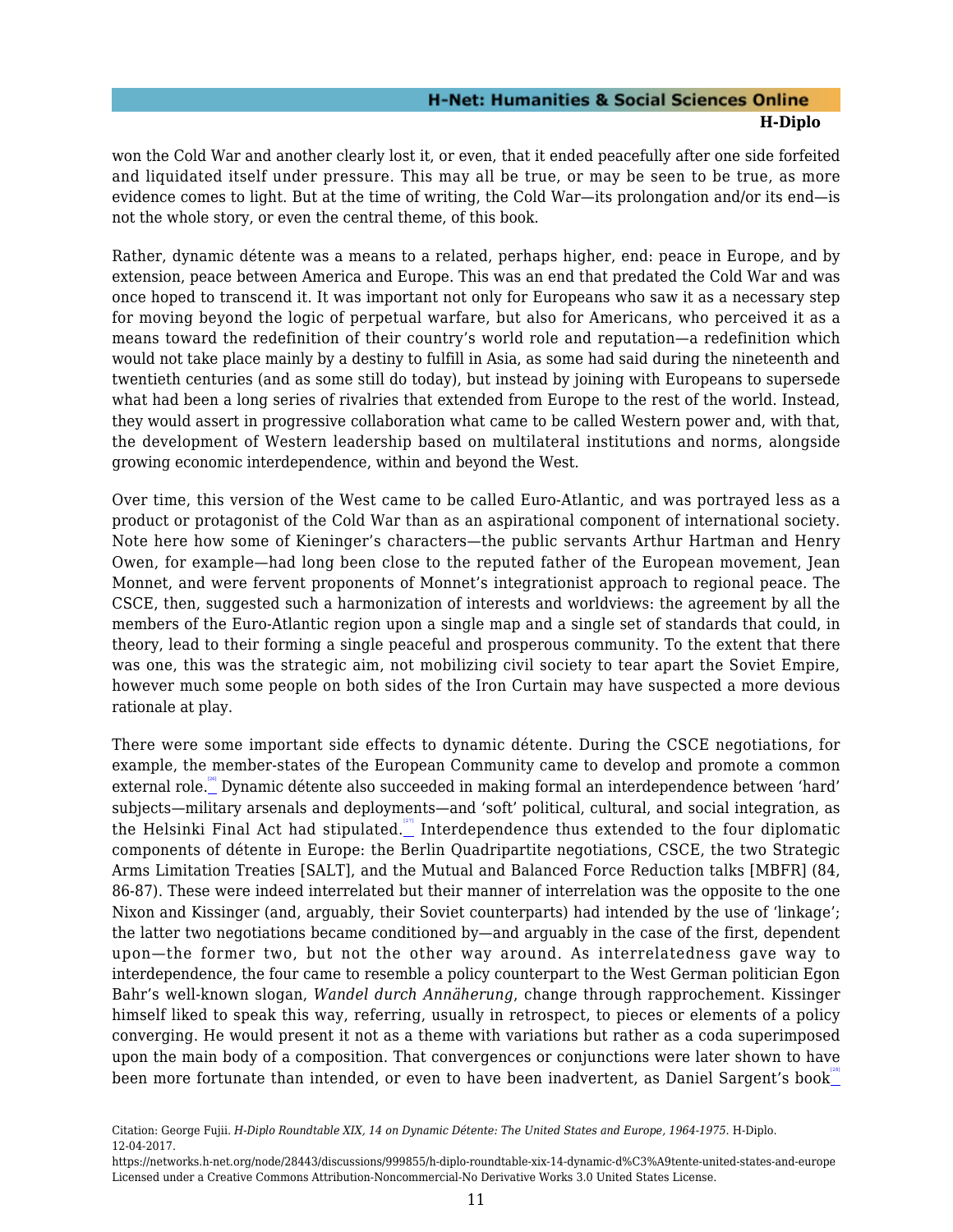won the Cold War and another clearly lost it, or even, that it ended peacefully after one side forfeited and liquidated itself under pressure. This may all be true, or may be seen to be true, as more evidence comes to light. But at the time of writing, the Cold War—its prolongation and/or its end—is not the whole story, or even the central theme, of this book.

Rather, dynamic détente was a means to a related, perhaps higher, end: peace in Europe, and by extension, peace between America and Europe. This was an end that predated the Cold War and was once hoped to transcend it. It was important not only for Europeans who saw it as a necessary step for moving beyond the logic of perpetual warfare, but also for Americans, who perceived it as a means toward the redefinition of their country's world role and reputation—a redefinition which would not take place mainly by a destiny to fulfill in Asia, as some had said during the nineteenth and twentieth centuries (and as some still do today), but instead by joining with Europeans to supersede what had been a long series of rivalries that extended from Europe to the rest of the world. Instead, they would assert in progressive collaboration what came to be called Western power and, with that, the development of Western leadership based on multilateral institutions and norms, alongside growing economic interdependence, within and beyond the West.

Over time, this version of the West came to be called Euro-Atlantic, and was portrayed less as a product or protagonist of the Cold War than as an aspirational component of international society. Note here how some of Kieninger's characters—the public servants Arthur Hartman and Henry Owen, for example—had long been close to the reputed father of the European movement, Jean Monnet, and were fervent proponents of Monnet's integrationist approach to regional peace. The CSCE, then, suggested such a harmonization of interests and worldviews: the agreement by all the members of the Euro-Atlantic region upon a single map and a single set of standards that could, in theory, lead to their forming a single peaceful and prosperous community. To the extent that there was one, this was the strategic aim, not mobilizing civil society to tear apart the Soviet Empire, however much some people on both sides of the Iron Curtain may have suspected a more devious rationale at play.

There were some important side effects to dynamic détente. During the CSCE negotiations, for example, the member-states of the European Community came to develop and promote a common external role.[26] Dynamic détente also succeeded in making formal an interdependence between 'hard' subjects—military arsenals and deployments—and 'soft' political, cultural, and social integration, as the Helsinki Final Act had stipulated.[27] Interdependence thus extended to the four diplomatic components of détente in Europe: the Berlin Quadripartite negotiations, CSCE, the two Strategic Arms Limitation Treaties [SALT], and the Mutual and Balanced Force Reduction talks [MBFR] (84, 86-87). These were indeed interrelated but their manner of interrelation was the opposite to the one Nixon and Kissinger (and, arguably, their Soviet counterparts) had intended by the use of 'linkage'; the latter two negotiations became conditioned by—and arguably in the case of the first, dependent upon—the former two, but not the other way around. As interrelatedness gave way to interdependence, the four came to resemble a policy counterpart to the West German politician Egon Bahr's well-known slogan, *Wandel durch Annäherung*, change through rapprochement. Kissinger himself liked to speak this way, referring, usually in retrospect, to pieces or elements of a policy converging. He would present it not as a theme with variations but rather as a coda superimposed upon the main body of a composition. That convergences or conjunctions were later shown to have been more fortunate than intended, or even to have been inadvertent, as Daniel Sargent's book[28]

Citation: George Fujii. *H-Diplo Roundtable XIX, 14 on Dynamic Détente: The United States and Europe, 1964-1975.* H-Diplo. 12-04-2017.
https://networks.h-net.org/node/28443/discussions/999855/h-diplo-roundtable-xix-14-dynamic-d%C3%A9tente-united-states-and-europe
Licensed under a Creative Commons Attribution-Noncommercial-No Derivative Works 3.0 United States License.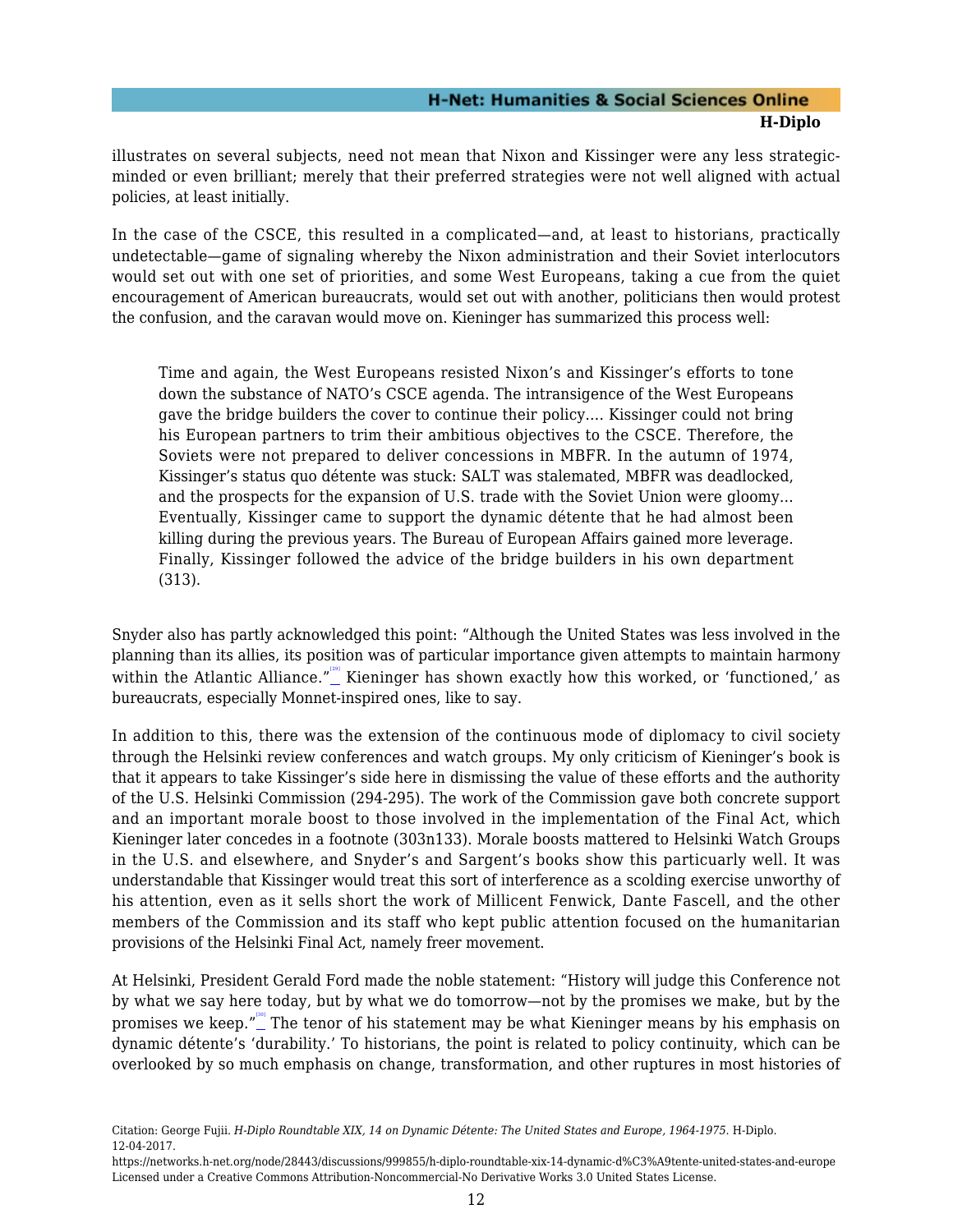illustrates on several subjects, need not mean that Nixon and Kissinger were any less strategic-minded or even brilliant; merely that their preferred strategies were not well aligned with actual policies, at least initially.

In the case of the CSCE, this resulted in a complicated—and, at least to historians, practically undetectable—game of signaling whereby the Nixon administration and their Soviet interlocutors would set out with one set of priorities, and some West Europeans, taking a cue from the quiet encouragement of American bureaucrats, would set out with another, politicians then would protest the confusion, and the caravan would move on. Kieninger has summarized this process well:

> Time and again, the West Europeans resisted Nixon's and Kissinger's efforts to tone down the substance of NATO's CSCE agenda. The intransigence of the West Europeans gave the bridge builders the cover to continue their policy.... Kissinger could not bring his European partners to trim their ambitious objectives to the CSCE. Therefore, the Soviets were not prepared to deliver concessions in MBFR. In the autumn of 1974, Kissinger's status quo détente was stuck: SALT was stalemated, MBFR was deadlocked, and the prospects for the expansion of U.S. trade with the Soviet Union were gloomy... Eventually, Kissinger came to support the dynamic détente that he had almost been killing during the previous years. The Bureau of European Affairs gained more leverage. Finally, Kissinger followed the advice of the bridge builders in his own department (313).

Snyder also has partly acknowledged this point: "Although the United States was less involved in the planning than its allies, its position was of particular importance given attempts to maintain harmony within the Atlantic Alliance."[29] Kieninger has shown exactly how this worked, or 'functioned,' as bureaucrats, especially Monnet-inspired ones, like to say.

In addition to this, there was the extension of the continuous mode of diplomacy to civil society through the Helsinki review conferences and watch groups. My only criticism of Kieninger's book is that it appears to take Kissinger's side here in dismissing the value of these efforts and the authority of the U.S. Helsinki Commission (294-295). The work of the Commission gave both concrete support and an important morale boost to those involved in the implementation of the Final Act, which Kieninger later concedes in a footnote (303n133). Morale boosts mattered to Helsinki Watch Groups in the U.S. and elsewhere, and Snyder's and Sargent's books show this particuarly well. It was understandable that Kissinger would treat this sort of interference as a scolding exercise unworthy of his attention, even as it sells short the work of Millicent Fenwick, Dante Fascell, and the other members of the Commission and its staff who kept public attention focused on the humanitarian provisions of the Helsinki Final Act, namely freer movement.

At Helsinki, President Gerald Ford made the noble statement: "History will judge this Conference not by what we say here today, but by what we do tomorrow—not by the promises we make, but by the promises we keep."[30] The tenor of his statement may be what Kieninger means by his emphasis on dynamic détente's 'durability.' To historians, the point is related to policy continuity, which can be overlooked by so much emphasis on change, transformation, and other ruptures in most histories of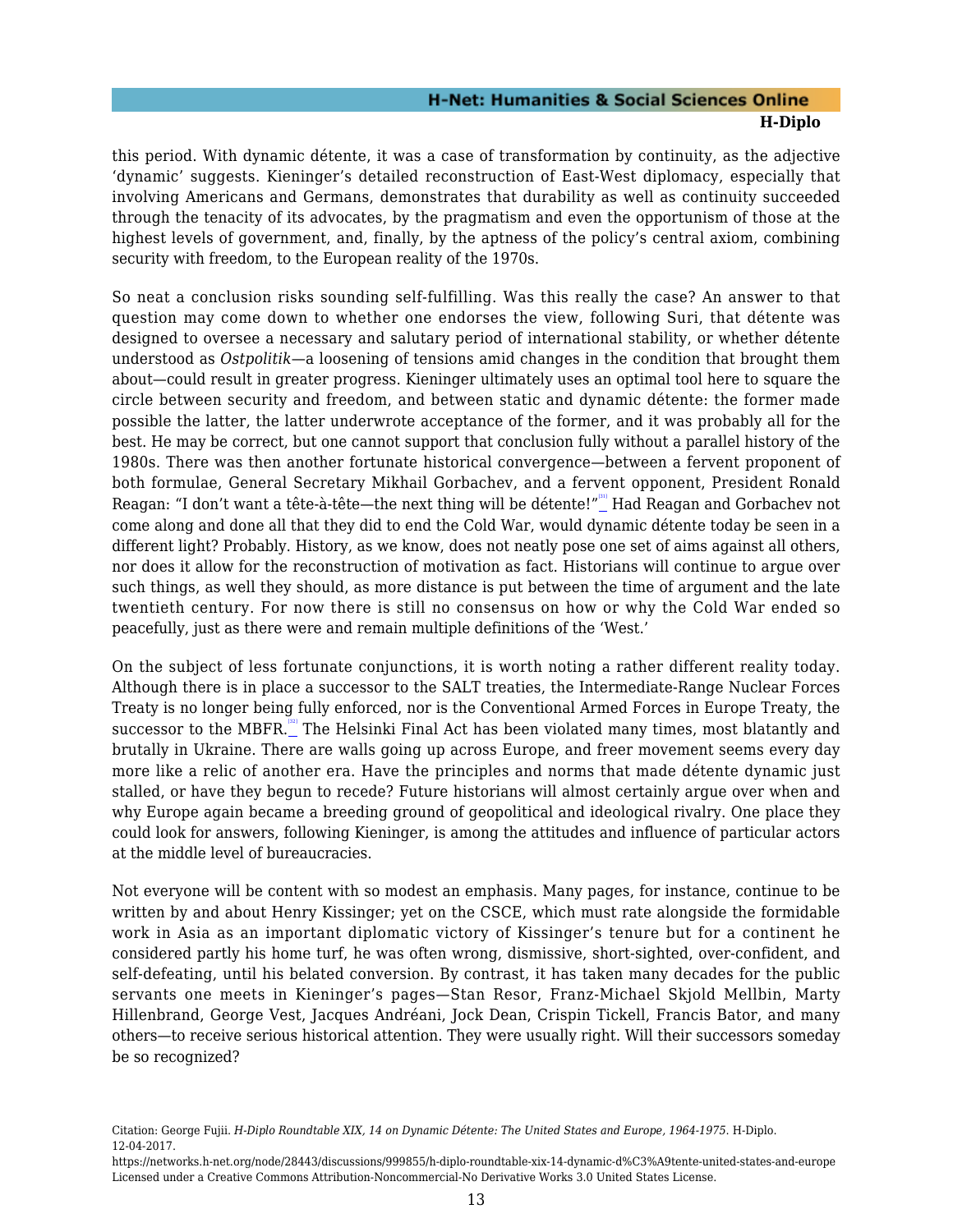this period. With dynamic détente, it was a case of transformation by continuity, as the adjective 'dynamic' suggests. Kieninger's detailed reconstruction of East-West diplomacy, especially that involving Americans and Germans, demonstrates that durability as well as continuity succeeded through the tenacity of its advocates, by the pragmatism and even the opportunism of those at the highest levels of government, and, finally, by the aptness of the policy's central axiom, combining security with freedom, to the European reality of the 1970s.

So neat a conclusion risks sounding self-fulfilling. Was this really the case? An answer to that question may come down to whether one endorses the view, following Suri, that détente was designed to oversee a necessary and salutary period of international stability, or whether détente understood as *Ostpolitik*—a loosening of tensions amid changes in the condition that brought them about—could result in greater progress. Kieninger ultimately uses an optimal tool here to square the circle between security and freedom, and between static and dynamic détente: the former made possible the latter, the latter underwrote acceptance of the former, and it was probably all for the best. He may be correct, but one cannot support that conclusion fully without a parallel history of the 1980s. There was then another fortunate historical convergence—between a fervent proponent of both formulae, General Secretary Mikhail Gorbachev, and a fervent opponent, President Ronald Reagan: "I don't want a tête-à-tête—the next thing will be détente!"[31] Had Reagan and Gorbachev not come along and done all that they did to end the Cold War, would dynamic détente today be seen in a different light? Probably. History, as we know, does not neatly pose one set of aims against all others, nor does it allow for the reconstruction of motivation as fact. Historians will continue to argue over such things, as well they should, as more distance is put between the time of argument and the late twentieth century. For now there is still no consensus on how or why the Cold War ended so peacefully, just as there were and remain multiple definitions of the 'West.'

On the subject of less fortunate conjunctions, it is worth noting a rather different reality today. Although there is in place a successor to the SALT treaties, the Intermediate-Range Nuclear Forces Treaty is no longer being fully enforced, nor is the Conventional Armed Forces in Europe Treaty, the successor to the MBFR.[32] The Helsinki Final Act has been violated many times, most blatantly and brutally in Ukraine. There are walls going up across Europe, and freer movement seems every day more like a relic of another era. Have the principles and norms that made détente dynamic just stalled, or have they begun to recede? Future historians will almost certainly argue over when and why Europe again became a breeding ground of geopolitical and ideological rivalry. One place they could look for answers, following Kieninger, is among the attitudes and influence of particular actors at the middle level of bureaucracies.

Not everyone will be content with so modest an emphasis. Many pages, for instance, continue to be written by and about Henry Kissinger; yet on the CSCE, which must rate alongside the formidable work in Asia as an important diplomatic victory of Kissinger's tenure but for a continent he considered partly his home turf, he was often wrong, dismissive, short-sighted, over-confident, and self-defeating, until his belated conversion. By contrast, it has taken many decades for the public servants one meets in Kieninger's pages—Stan Resor, Franz-Michael Skjold Mellbin, Marty Hillenbrand, George Vest, Jacques Andréani, Jock Dean, Crispin Tickell, Francis Bator, and many others—to receive serious historical attention. They were usually right. Will their successors someday be so recognized?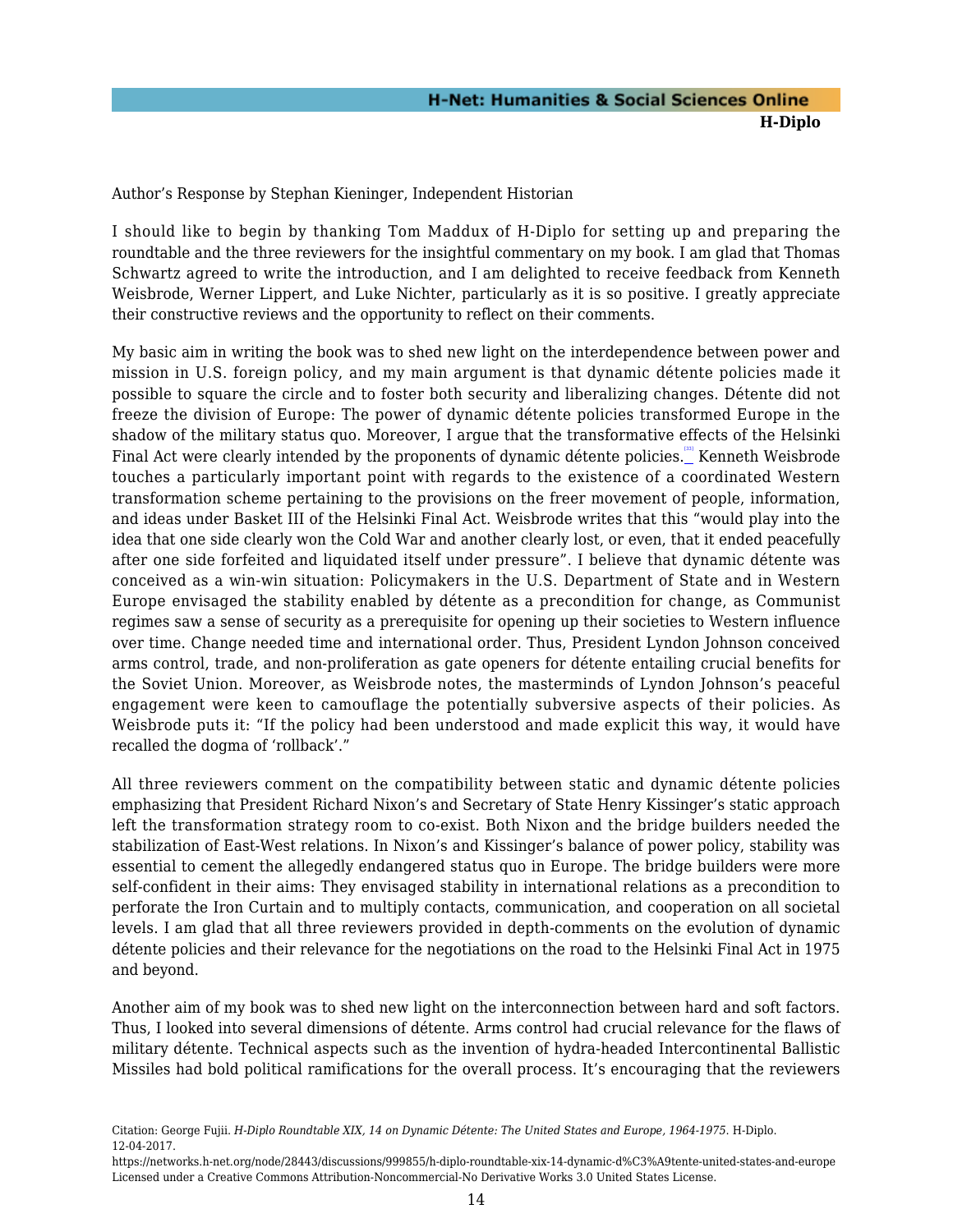Author's Response by Stephan Kieninger, Independent Historian

I should like to begin by thanking Tom Maddux of H-Diplo for setting up and preparing the roundtable and the three reviewers for the insightful commentary on my book. I am glad that Thomas Schwartz agreed to write the introduction, and I am delighted to receive feedback from Kenneth Weisbrode, Werner Lippert, and Luke Nichter, particularly as it is so positive. I greatly appreciate their constructive reviews and the opportunity to reflect on their comments.

My basic aim in writing the book was to shed new light on the interdependence between power and mission in U.S. foreign policy, and my main argument is that dynamic détente policies made it possible to square the circle and to foster both security and liberalizing changes. Détente did not freeze the division of Europe: The power of dynamic détente policies transformed Europe in the shadow of the military status quo. Moreover, I argue that the transformative effects of the Helsinki Final Act were clearly intended by the proponents of dynamic détente policies.[35] Kenneth Weisbrode touches a particularly important point with regards to the existence of a coordinated Western transformation scheme pertaining to the provisions on the freer movement of people, information, and ideas under Basket III of the Helsinki Final Act. Weisbrode writes that this "would play into the idea that one side clearly won the Cold War and another clearly lost, or even, that it ended peacefully after one side forfeited and liquidated itself under pressure". I believe that dynamic détente was conceived as a win-win situation: Policymakers in the U.S. Department of State and in Western Europe envisaged the stability enabled by détente as a precondition for change, as Communist regimes saw a sense of security as a prerequisite for opening up their societies to Western influence over time. Change needed time and international order. Thus, President Lyndon Johnson conceived arms control, trade, and non-proliferation as gate openers for détente entailing crucial benefits for the Soviet Union. Moreover, as Weisbrode notes, the masterminds of Lyndon Johnson's peaceful engagement were keen to camouflage the potentially subversive aspects of their policies. As Weisbrode puts it: "If the policy had been understood and made explicit this way, it would have recalled the dogma of 'rollback'."

All three reviewers comment on the compatibility between static and dynamic détente policies emphasizing that President Richard Nixon's and Secretary of State Henry Kissinger's static approach left the transformation strategy room to co-exist. Both Nixon and the bridge builders needed the stabilization of East-West relations. In Nixon's and Kissinger's balance of power policy, stability was essential to cement the allegedly endangered status quo in Europe. The bridge builders were more self-confident in their aims: They envisaged stability in international relations as a precondition to perforate the Iron Curtain and to multiply contacts, communication, and cooperation on all societal levels. I am glad that all three reviewers provided in depth-comments on the evolution of dynamic détente policies and their relevance for the negotiations on the road to the Helsinki Final Act in 1975 and beyond.

Another aim of my book was to shed new light on the interconnection between hard and soft factors. Thus, I looked into several dimensions of détente. Arms control had crucial relevance for the flaws of military détente. Technical aspects such as the invention of hydra-headed Intercontinental Ballistic Missiles had bold political ramifications for the overall process. It's encouraging that the reviewers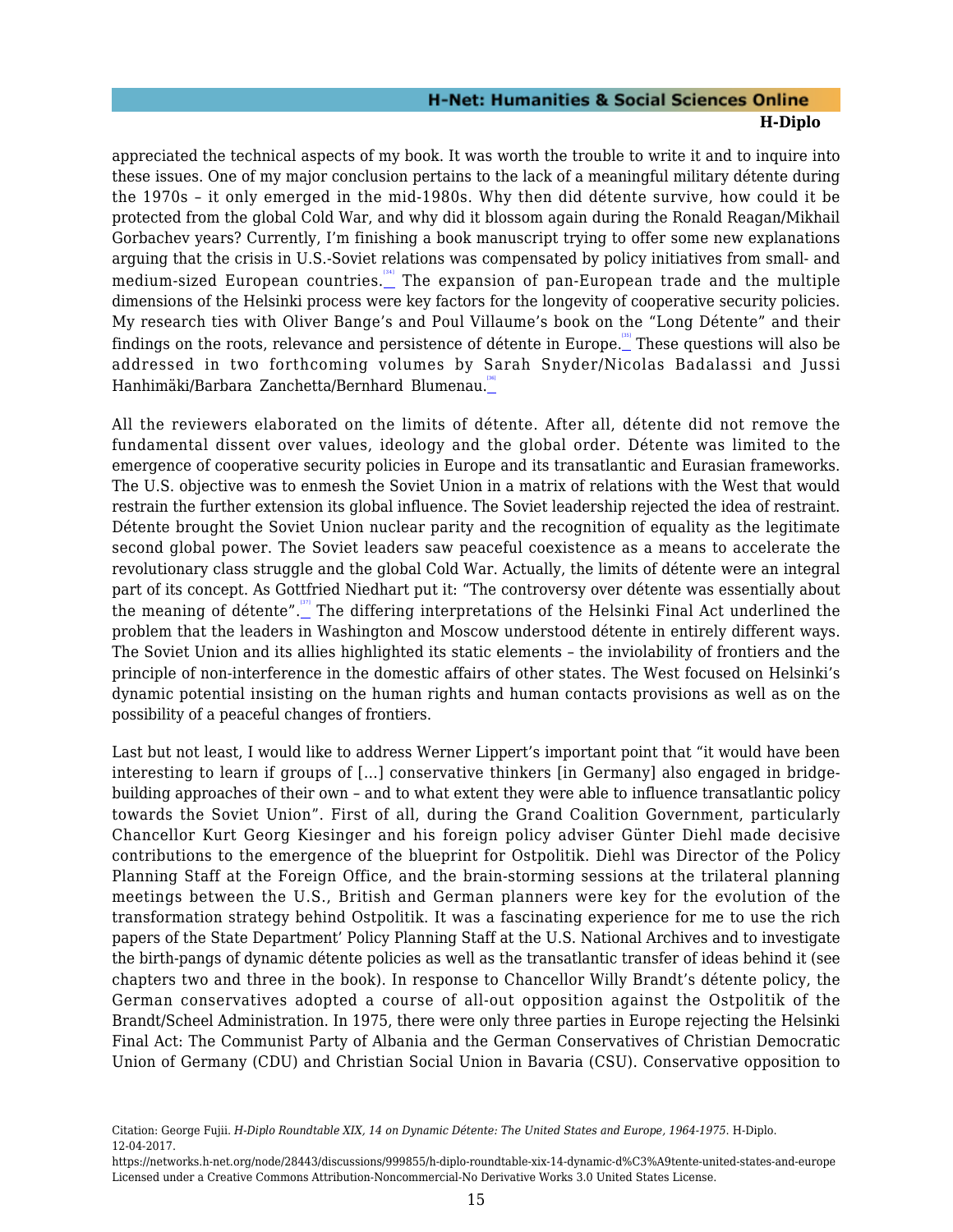appreciated the technical aspects of my book. It was worth the trouble to write it and to inquire into these issues. One of my major conclusion pertains to the lack of a meaningful military détente during the 1970s – it only emerged in the mid-1980s. Why then did détente survive, how could it be protected from the global Cold War, and why did it blossom again during the Ronald Reagan/Mikhail Gorbachev years? Currently, I'm finishing a book manuscript trying to offer some new explanations arguing that the crisis in U.S.-Soviet relations was compensated by policy initiatives from small- and medium-sized European countries.[34] The expansion of pan-European trade and the multiple dimensions of the Helsinki process were key factors for the longevity of cooperative security policies. My research ties with Oliver Bange's and Poul Villaume's book on the "Long Détente" and their findings on the roots, relevance and persistence of détente in Europe.[35] These questions will also be addressed in two forthcoming volumes by Sarah Snyder/Nicolas Badalassi and Jussi Hanhimäki/Barbara Zanchetta/Bernhard Blumenau.[36]

All the reviewers elaborated on the limits of détente. After all, détente did not remove the fundamental dissent over values, ideology and the global order. Détente was limited to the emergence of cooperative security policies in Europe and its transatlantic and Eurasian frameworks. The U.S. objective was to enmesh the Soviet Union in a matrix of relations with the West that would restrain the further extension its global influence. The Soviet leadership rejected the idea of restraint. Détente brought the Soviet Union nuclear parity and the recognition of equality as the legitimate second global power. The Soviet leaders saw peaceful coexistence as a means to accelerate the revolutionary class struggle and the global Cold War. Actually, the limits of détente were an integral part of its concept. As Gottfried Niedhart put it: "The controversy over détente was essentially about the meaning of détente".[37] The differing interpretations of the Helsinki Final Act underlined the problem that the leaders in Washington and Moscow understood détente in entirely different ways. The Soviet Union and its allies highlighted its static elements – the inviolability of frontiers and the principle of non-interference in the domestic affairs of other states. The West focused on Helsinki's dynamic potential insisting on the human rights and human contacts provisions as well as on the possibility of a peaceful changes of frontiers.

Last but not least, I would like to address Werner Lippert's important point that "it would have been interesting to learn if groups of [...] conservative thinkers [in Germany] also engaged in bridge-building approaches of their own – and to what extent they were able to influence transatlantic policy towards the Soviet Union". First of all, during the Grand Coalition Government, particularly Chancellor Kurt Georg Kiesinger and his foreign policy adviser Günter Diehl made decisive contributions to the emergence of the blueprint for Ostpolitik. Diehl was Director of the Policy Planning Staff at the Foreign Office, and the brain-storming sessions at the trilateral planning meetings between the U.S., British and German planners were key for the evolution of the transformation strategy behind Ostpolitik. It was a fascinating experience for me to use the rich papers of the State Department' Policy Planning Staff at the U.S. National Archives and to investigate the birth-pangs of dynamic détente policies as well as the transatlantic transfer of ideas behind it (see chapters two and three in the book). In response to Chancellor Willy Brandt's détente policy, the German conservatives adopted a course of all-out opposition against the Ostpolitik of the Brandt/Scheel Administration. In 1975, there were only three parties in Europe rejecting the Helsinki Final Act: The Communist Party of Albania and the German Conservatives of Christian Democratic Union of Germany (CDU) and Christian Social Union in Bavaria (CSU). Conservative opposition to

Citation: George Fujii. *H-Diplo Roundtable XIX, 14 on Dynamic Détente: The United States and Europe, 1964-1975*. H-Diplo. 12-04-2017.
https://networks.h-net.org/node/28443/discussions/999855/h-diplo-roundtable-xix-14-dynamic-d%C3%A9tente-united-states-and-europe
Licensed under a Creative Commons Attribution-Noncommercial-No Derivative Works 3.0 United States License.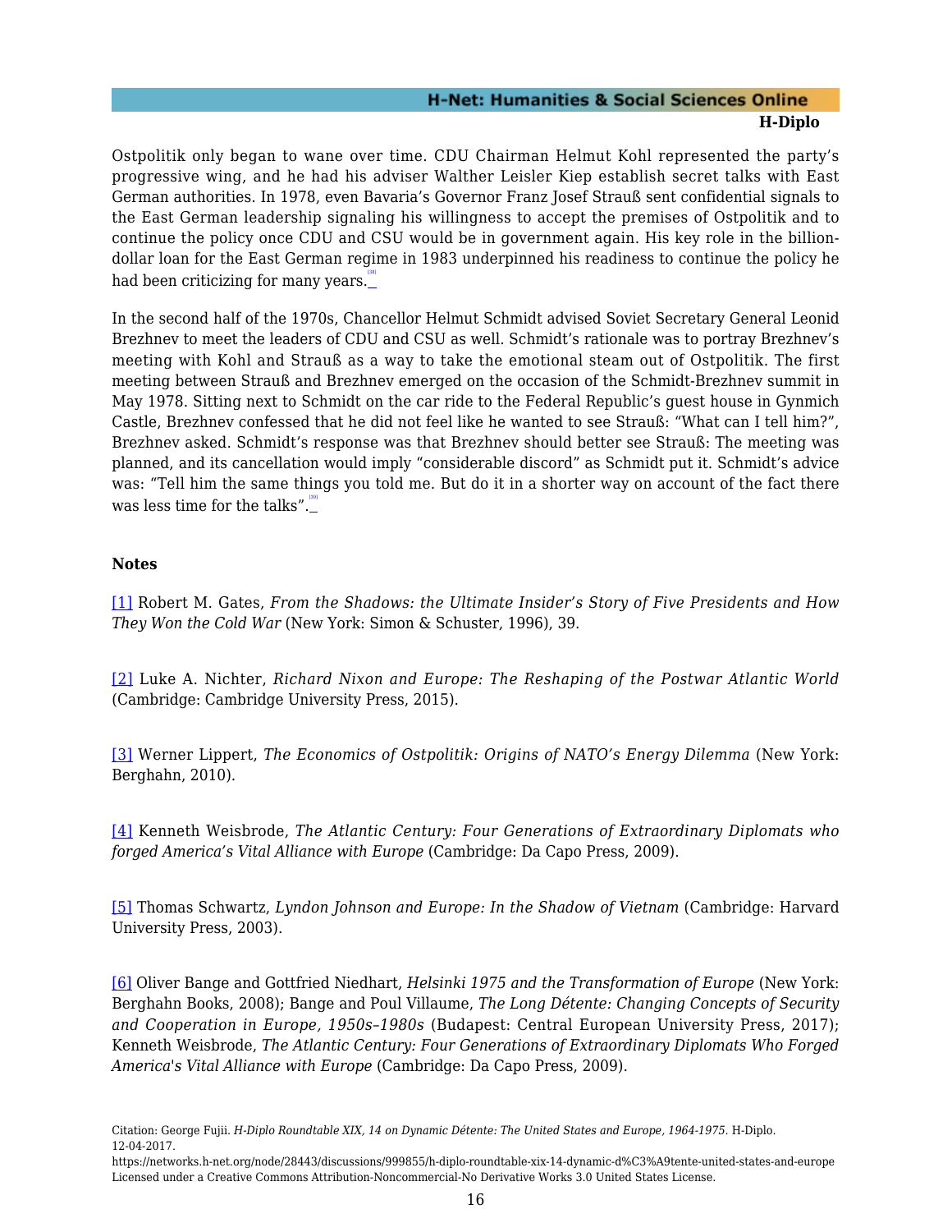Ostpolitik only began to wane over time. CDU Chairman Helmut Kohl represented the party's progressive wing, and he had his adviser Walther Leisler Kiep establish secret talks with East German authorities. In 1978, even Bavaria's Governor Franz Josef Strauß sent confidential signals to the East German leadership signaling his willingness to accept the premises of Ostpolitik and to continue the policy once CDU and CSU would be in government again. His key role in the billion-dollar loan for the East German regime in 1983 underpinned his readiness to continue the policy he had been criticizing for many years.[38]

In the second half of the 1970s, Chancellor Helmut Schmidt advised Soviet Secretary General Leonid Brezhnev to meet the leaders of CDU and CSU as well. Schmidt's rationale was to portray Brezhnev's meeting with Kohl and Strauß as a way to take the emotional steam out of Ostpolitik. The first meeting between Strauß and Brezhnev emerged on the occasion of the Schmidt-Brezhnev summit in May 1978. Sitting next to Schmidt on the car ride to the Federal Republic's guest house in Gynmich Castle, Brezhnev confessed that he did not feel like he wanted to see Strauß: "What can I tell him?", Brezhnev asked. Schmidt's response was that Brezhnev should better see Strauß: The meeting was planned, and its cancellation would imply "considerable discord" as Schmidt put it. Schmidt's advice was: "Tell him the same things you told me. But do it in a shorter way on account of the fact there was less time for the talks".[39]

**Notes**

[1] Robert M. Gates, *From the Shadows: the Ultimate Insider's Story of Five Presidents and How They Won the Cold War* (New York: Simon & Schuster, 1996), 39.

[2] Luke A. Nichter, *Richard Nixon and Europe: The Reshaping of the Postwar Atlantic World* (Cambridge: Cambridge University Press, 2015).

[3] Werner Lippert, *The Economics of Ostpolitik: Origins of NATO's Energy Dilemma* (New York: Berghahn, 2010).

[4] Kenneth Weisbrode, *The Atlantic Century: Four Generations of Extraordinary Diplomats who forged America's Vital Alliance with Europe* (Cambridge: Da Capo Press, 2009).

[5] Thomas Schwartz, *Lyndon Johnson and Europe: In the Shadow of Vietnam* (Cambridge: Harvard University Press, 2003).

[6] Oliver Bange and Gottfried Niedhart, *Helsinki 1975 and the Transformation of Europe* (New York: Berghahn Books, 2008); Bange and Poul Villaume, *The Long Détente: Changing Concepts of Security and Cooperation in Europe, 1950s–1980s* (Budapest: Central European University Press, 2017); Kenneth Weisbrode, *The Atlantic Century: Four Generations of Extraordinary Diplomats Who Forged America's Vital Alliance with Europe* (Cambridge: Da Capo Press, 2009).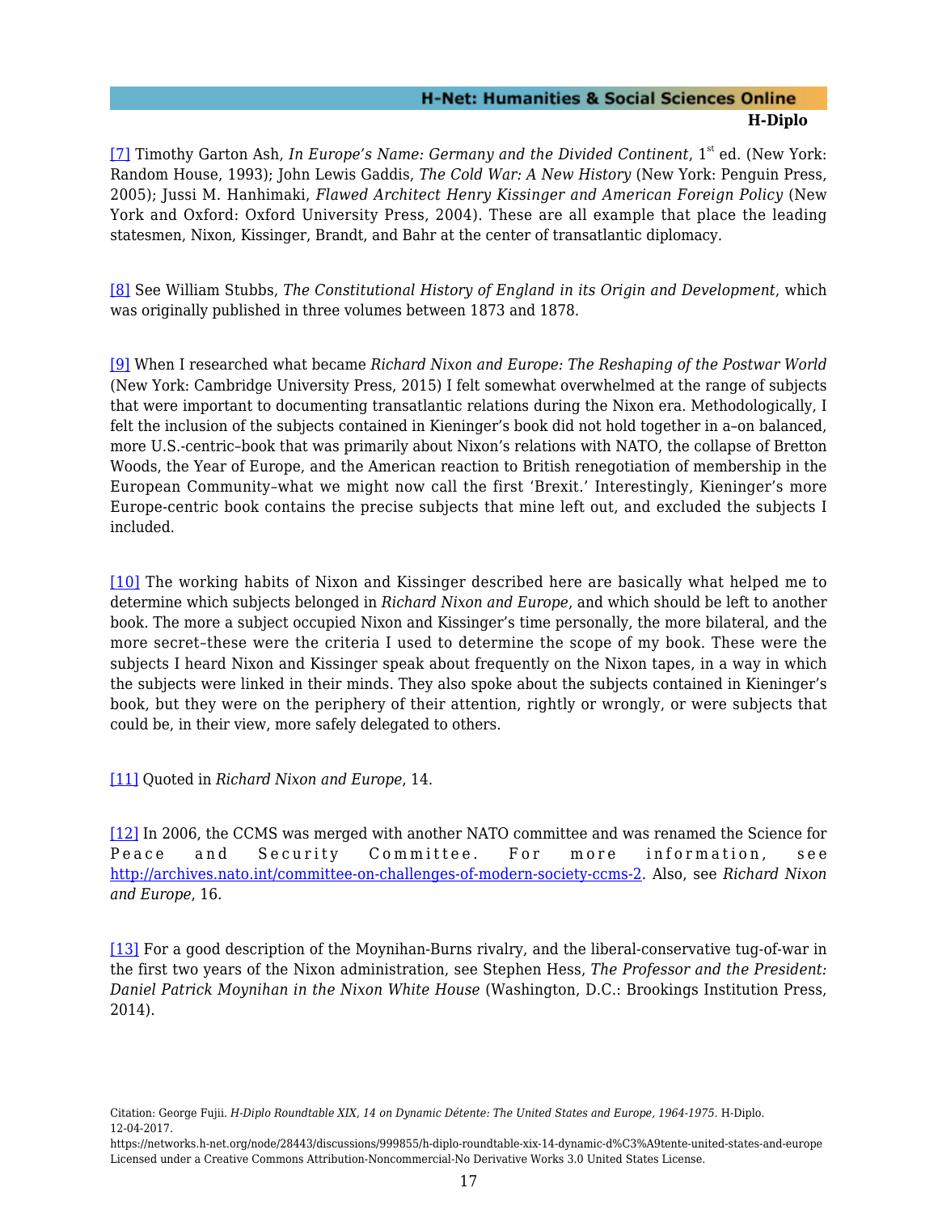[7] Timothy Garton Ash, *In Europe's Name: Germany and the Divided Continent*, 1st ed. (New York: Random House, 1993); John Lewis Gaddis, *The Cold War: A New History* (New York: Penguin Press, 2005); Jussi M. Hanhimaki, *Flawed Architect Henry Kissinger and American Foreign Policy* (New York and Oxford: Oxford University Press, 2004). These are all example that place the leading statesmen, Nixon, Kissinger, Brandt, and Bahr at the center of transatlantic diplomacy.

[8] See William Stubbs, *The Constitutional History of England in its Origin and Development*, which was originally published in three volumes between 1873 and 1878.

[9] When I researched what became *Richard Nixon and Europe: The Reshaping of the Postwar World* (New York: Cambridge University Press, 2015) I felt somewhat overwhelmed at the range of subjects that were important to documenting transatlantic relations during the Nixon era. Methodologically, I felt the inclusion of the subjects contained in Kieninger's book did not hold together in a–on balanced, more U.S.-centric–book that was primarily about Nixon's relations with NATO, the collapse of Bretton Woods, the Year of Europe, and the American reaction to British renegotiation of membership in the European Community–what we might now call the first 'Brexit.' Interestingly, Kieninger's more Europe-centric book contains the precise subjects that mine left out, and excluded the subjects I included.

[10] The working habits of Nixon and Kissinger described here are basically what helped me to determine which subjects belonged in *Richard Nixon and Europe*, and which should be left to another book. The more a subject occupied Nixon and Kissinger's time personally, the more bilateral, and the more secret–these were the criteria I used to determine the scope of my book. These were the subjects I heard Nixon and Kissinger speak about frequently on the Nixon tapes, in a way in which the subjects were linked in their minds. They also spoke about the subjects contained in Kieninger's book, but they were on the periphery of their attention, rightly or wrongly, or were subjects that could be, in their view, more safely delegated to others.

[11] Quoted in *Richard Nixon and Europe*, 14.

[12] In 2006, the CCMS was merged with another NATO committee and was renamed the Science for Peace and Security Committee. For more information, see http://archives.nato.int/committee-on-challenges-of-modern-society-ccms-2. Also, see *Richard Nixon and Europe*, 16.

[13] For a good description of the Moynihan-Burns rivalry, and the liberal-conservative tug-of-war in the first two years of the Nixon administration, see Stephen Hess, *The Professor and the President: Daniel Patrick Moynihan in the Nixon White House* (Washington, D.C.: Brookings Institution Press, 2014).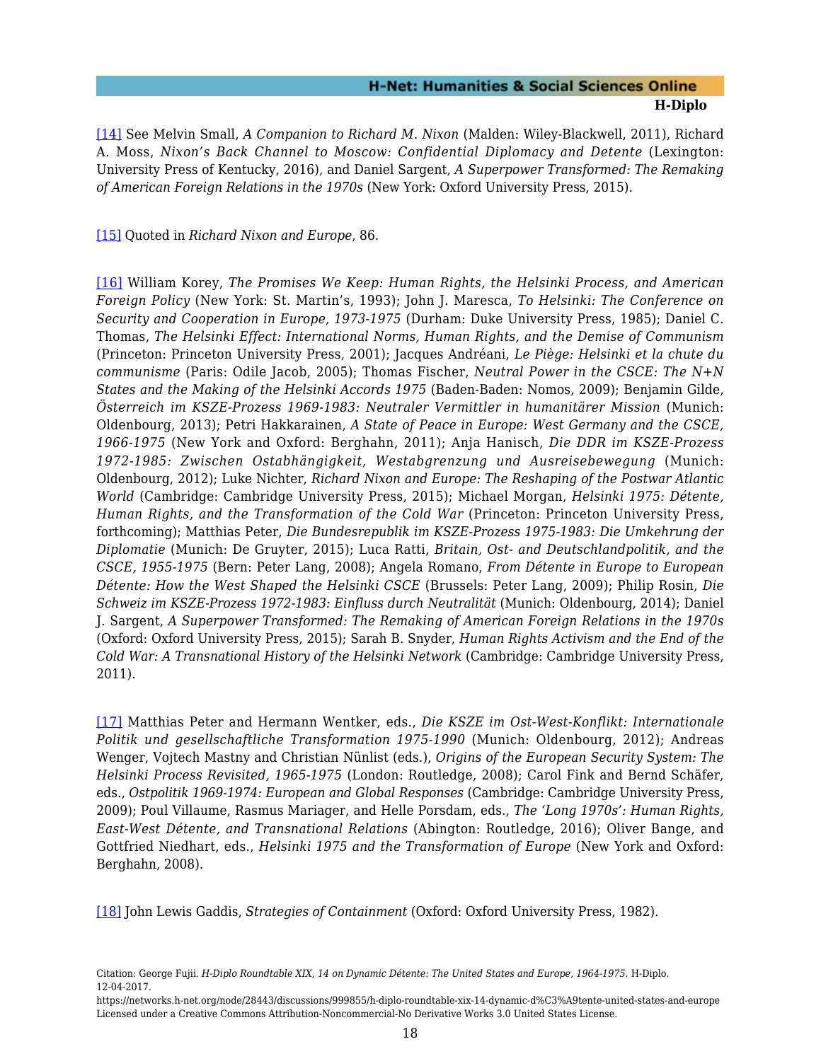[14] See Melvin Small, *A Companion to Richard M. Nixon* (Malden: Wiley-Blackwell, 2011), Richard A. Moss, *Nixon's Back Channel to Moscow: Confidential Diplomacy and Detente* (Lexington: University Press of Kentucky, 2016), and Daniel Sargent, *A Superpower Transformed: The Remaking of American Foreign Relations in the 1970s* (New York: Oxford University Press, 2015).

[15] Quoted in *Richard Nixon and Europe*, 86.

[16] William Korey, *The Promises We Keep: Human Rights, the Helsinki Process, and American Foreign Policy* (New York: St. Martin's, 1993); John J. Maresca, *To Helsinki: The Conference on Security and Cooperation in Europe, 1973-1975* (Durham: Duke University Press, 1985); Daniel C. Thomas, *The Helsinki Effect: International Norms, Human Rights, and the Demise of Communism* (Princeton: Princeton University Press, 2001); Jacques Andréani, *Le Piège: Helsinki et la chute du communisme* (Paris: Odile Jacob, 2005); Thomas Fischer, *Neutral Power in the CSCE: The N+N States and the Making of the Helsinki Accords 1975* (Baden-Baden: Nomos, 2009); Benjamin Gilde, *Österreich im KSZE-Prozess 1969-1983: Neutraler Vermittler in humanitärer Mission* (Munich: Oldenbourg, 2013); Petri Hakkarainen, *A State of Peace in Europe: West Germany and the CSCE, 1966-1975* (New York and Oxford: Berghahn, 2011); Anja Hanisch, *Die DDR im KSZE-Prozess 1972-1985: Zwischen Ostabhängigkeit, Westabgrenzung und Ausreisebewegung* (Munich: Oldenbourg, 2012); Luke Nichter, *Richard Nixon and Europe: The Reshaping of the Postwar Atlantic World* (Cambridge: Cambridge University Press, 2015); Michael Morgan, *Helsinki 1975: Détente, Human Rights, and the Transformation of the Cold War* (Princeton: Princeton University Press, forthcoming); Matthias Peter, *Die Bundesrepublik im KSZE-Prozess 1975-1983: Die Umkehrung der Diplomatie* (Munich: De Gruyter, 2015); Luca Ratti, *Britain, Ost- and Deutschlandpolitik, and the CSCE, 1955-1975* (Bern: Peter Lang, 2008); Angela Romano, *From Détente in Europe to European Détente: How the West Shaped the Helsinki CSCE* (Brussels: Peter Lang, 2009); Philip Rosin, *Die Schweiz im KSZE-Prozess 1972-1983: Einfluss durch Neutralität* (Munich: Oldenbourg, 2014); Daniel J. Sargent, *A Superpower Transformed: The Remaking of American Foreign Relations in the 1970s* (Oxford: Oxford University Press, 2015); Sarah B. Snyder, *Human Rights Activism and the End of the Cold War: A Transnational History of the Helsinki Network* (Cambridge: Cambridge University Press, 2011).

[17] Matthias Peter and Hermann Wentker, eds., *Die KSZE im Ost-West-Konflikt: Internationale Politik und gesellschaftliche Transformation 1975-1990* (Munich: Oldenbourg, 2012); Andreas Wenger, Vojtech Mastny and Christian Nünlist (eds.), *Origins of the European Security System: The Helsinki Process Revisited, 1965-1975* (London: Routledge, 2008); Carol Fink and Bernd Schäfer, eds., *Ostpolitik 1969-1974: European and Global Responses* (Cambridge: Cambridge University Press, 2009); Poul Villaume, Rasmus Mariager, and Helle Porsdam, eds., *The 'Long 1970s': Human Rights, East-West Détente, and Transnational Relations* (Abington: Routledge, 2016); Oliver Bange, and Gottfried Niedhart, eds., *Helsinki 1975 and the Transformation of Europe* (New York and Oxford: Berghahn, 2008).

[18] John Lewis Gaddis, *Strategies of Containment* (Oxford: Oxford University Press, 1982).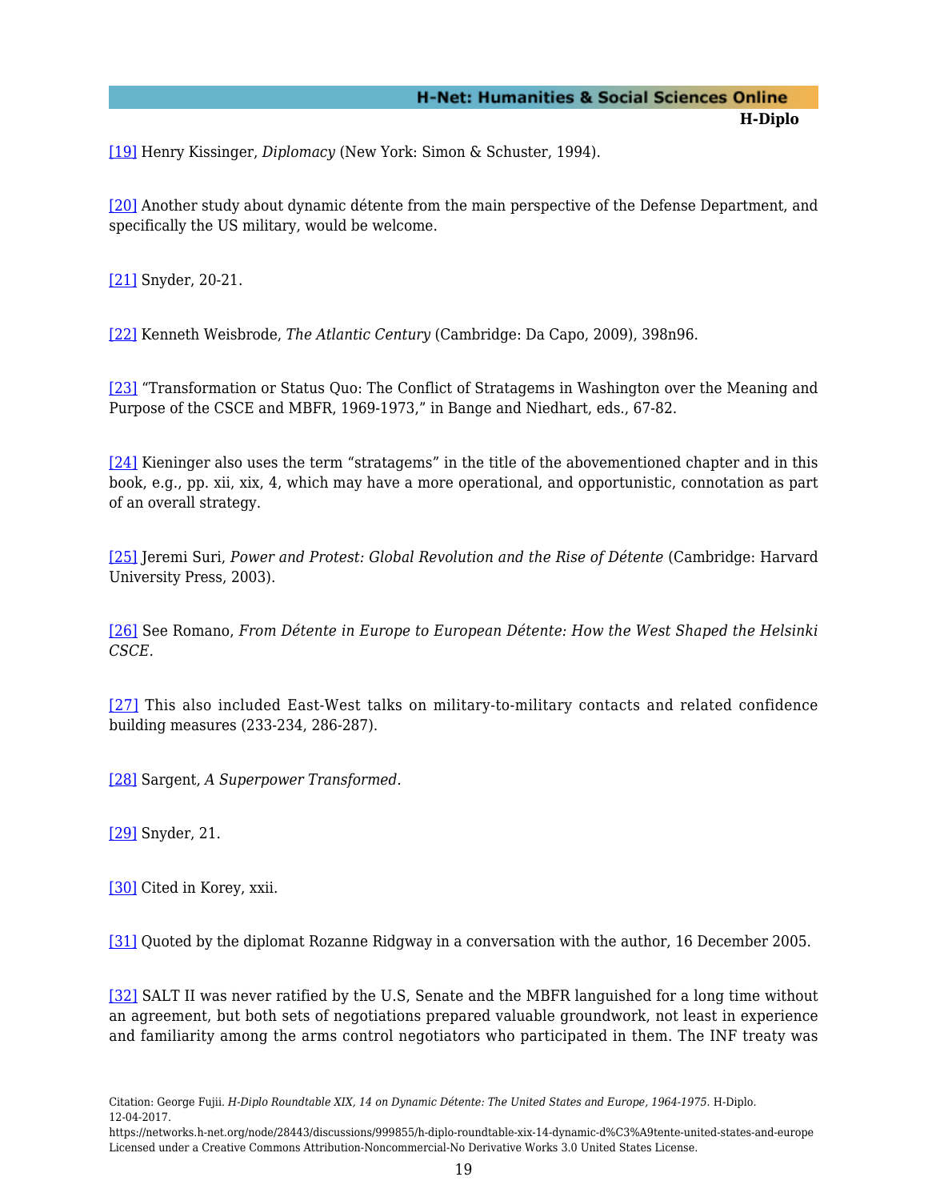[19] Henry Kissinger, *Diplomacy* (New York: Simon & Schuster, 1994).

[20] Another study about dynamic détente from the main perspective of the Defense Department, and specifically the US military, would be welcome.

[21] Snyder, 20-21.

[22] Kenneth Weisbrode, *The Atlantic Century* (Cambridge: Da Capo, 2009), 398n96.

[23] "Transformation or Status Quo: The Conflict of Stratagems in Washington over the Meaning and Purpose of the CSCE and MBFR, 1969-1973," in Bange and Niedhart, eds., 67-82.

[24] Kieninger also uses the term "stratagems" in the title of the abovementioned chapter and in this book, e.g., pp. xii, xix, 4, which may have a more operational, and opportunistic, connotation as part of an overall strategy.

[25] Jeremi Suri, *Power and Protest: Global Revolution and the Rise of Détente* (Cambridge: Harvard University Press, 2003).

[26] See Romano, *From Détente in Europe to European Détente: How the West Shaped the Helsinki CSCE.*

[27] This also included East-West talks on military-to-military contacts and related confidence building measures (233-234, 286-287).

[28] Sargent, *A Superpower Transformed.*

[29] Snyder, 21.

[30] Cited in Korey, xxii.

[31] Quoted by the diplomat Rozanne Ridgway in a conversation with the author, 16 December 2005.

[32] SALT II was never ratified by the U.S, Senate and the MBFR languished for a long time without an agreement, but both sets of negotiations prepared valuable groundwork, not least in experience and familiarity among the arms control negotiators who participated in them. The INF treaty was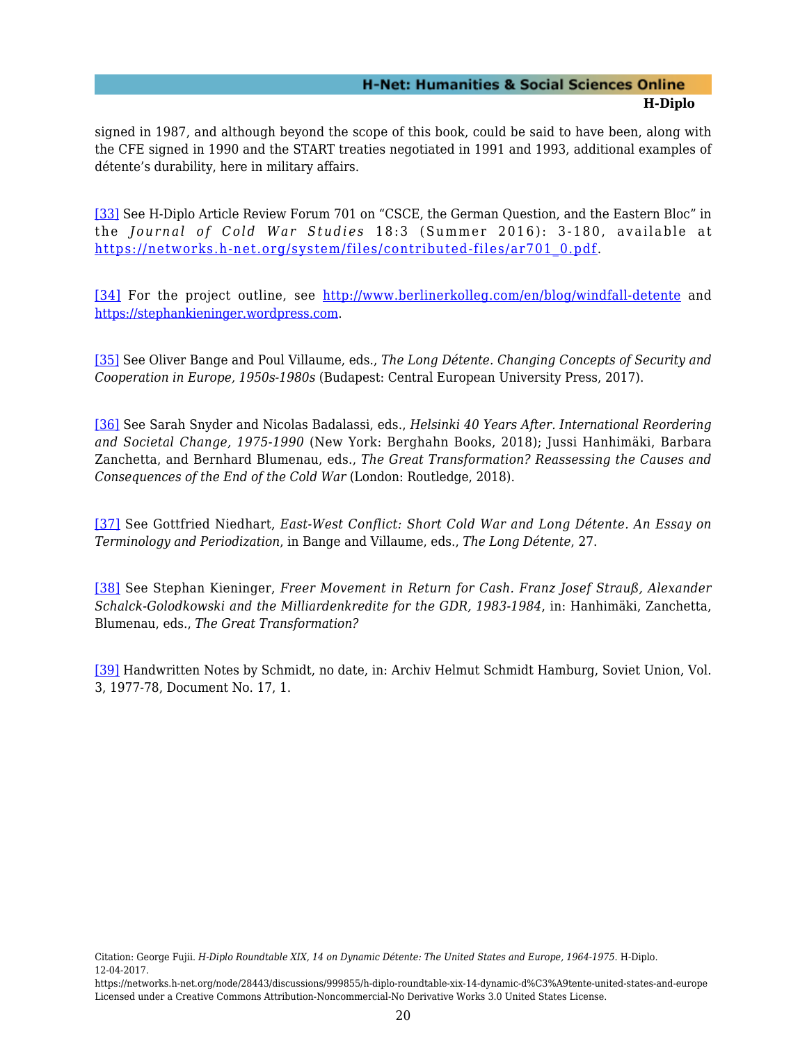signed in 1987, and although beyond the scope of this book, could be said to have been, along with the CFE signed in 1990 and the START treaties negotiated in 1991 and 1993, additional examples of détente's durability, here in military affairs.

[33] See H-Diplo Article Review Forum 701 on "CSCE, the German Question, and the Eastern Bloc" in the *Journal of Cold War Studies* 18:3 (Summer 2016): 3-180, available at https://networks.h-net.org/system/files/contributed-files/ar701_0.pdf.

[34] For the project outline, see http://www.berlinerkolleg.com/en/blog/windfall-detente and https://stephankieninger.wordpress.com.

[35] See Oliver Bange and Poul Villaume, eds., *The Long Détente. Changing Concepts of Security and Cooperation in Europe, 1950s-1980s* (Budapest: Central European University Press, 2017).

[36] See Sarah Snyder and Nicolas Badalassi, eds., *Helsinki 40 Years After. International Reordering and Societal Change, 1975-1990* (New York: Berghahn Books, 2018); Jussi Hanhimäki, Barbara Zanchetta, and Bernhard Blumenau, eds., *The Great Transformation? Reassessing the Causes and Consequences of the End of the Cold War* (London: Routledge, 2018).

[37] See Gottfried Niedhart, *East-West Conflict: Short Cold War and Long Détente. An Essay on Terminology and Periodization*, in Bange and Villaume, eds., *The Long Détente*, 27.

[38] See Stephan Kieninger, *Freer Movement in Return for Cash. Franz Josef Strauß, Alexander Schalck-Golodkowski and the Milliardenkredite for the GDR, 1983-1984*, in: Hanhimäki, Zanchetta, Blumenau, eds., *The Great Transformation?*

[39] Handwritten Notes by Schmidt, no date, in: Archiv Helmut Schmidt Hamburg, Soviet Union, Vol. 3, 1977-78, Document No. 17, 1.